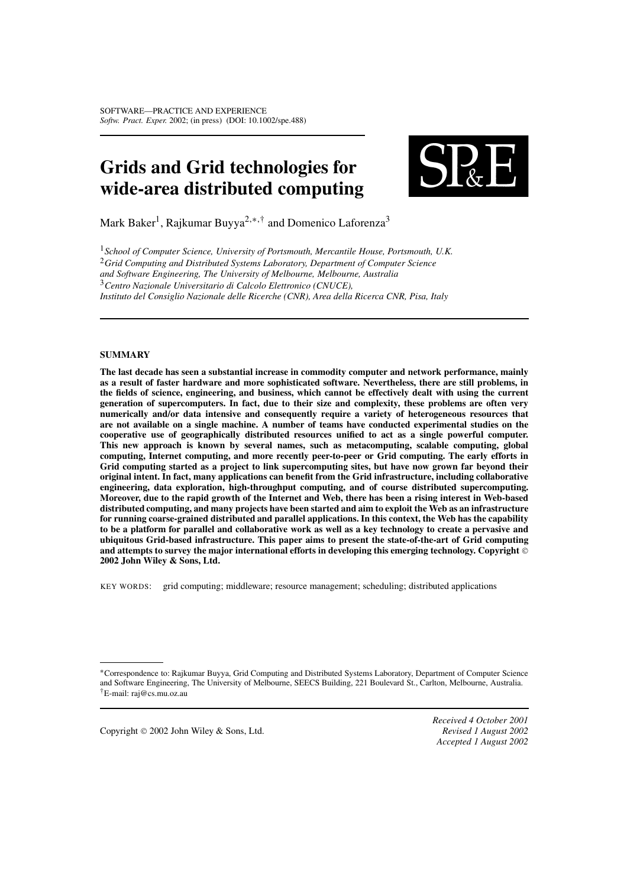SOFTWARE—PRACTICE AND EXPERIENCE
*Softw. Pract. Exper.* 2002; (in press) (DOI: 10.1002/spe.488)

# Grids and Grid technologies for wide-area distributed computing

Mark Baker[1], Rajkumar Buyya[2,*,†] and Domenico Laforenza[3]

[1] *School of Computer Science, University of Portsmouth, Mercantile House, Portsmouth, U.K.*
[2] *Grid Computing and Distributed Systems Laboratory, Department of Computer Science and Software Engineering, The University of Melbourne, Melbourne, Australia*
[3] *Centro Nazionale Universitario di Calcolo Elettronico (CNUCE), Instituto del Consiglio Nazionale delle Ricerche (CNR), Area della Ricerca CNR, Pisa, Italy*

## SUMMARY

**The last decade has seen a substantial increase in commodity computer and network performance, mainly as a result of faster hardware and more sophisticated software. Nevertheless, there are still problems, in the fields of science, engineering, and business, which cannot be effectively dealt with using the current generation of supercomputers. In fact, due to their size and complexity, these problems are often very numerically and/or data intensive and consequently require a variety of heterogeneous resources that are not available on a single machine. A number of teams have conducted experimental studies on the cooperative use of geographically distributed resources unified to act as a single powerful computer. This new approach is known by several names, such as metacomputing, scalable computing, global computing, Internet computing, and more recently peer-to-peer or Grid computing. The early efforts in Grid computing started as a project to link supercomputing sites, but have now grown far beyond their original intent. In fact, many applications can benefit from the Grid infrastructure, including collaborative engineering, data exploration, high-throughput computing, and of course distributed supercomputing. Moreover, due to the rapid growth of the Internet and Web, there has been a rising interest in Web-based distributed computing, and many projects have been started and aim to exploit the Web as an infrastructure for running coarse-grained distributed and parallel applications. In this context, the Web has the capability to be a platform for parallel and collaborative work as well as a key technology to create a pervasive and ubiquitous Grid-based infrastructure. This paper aims to present the state-of-the-art of Grid computing and attempts to survey the major international efforts in developing this emerging technology. Copyright © 2002 John Wiley & Sons, Ltd.**

KEY WORDS: grid computing; middleware; resource management; scheduling; distributed applications

*Correspondence to: Rajkumar Buyya, Grid Computing and Distributed Systems Laboratory, Department of Computer Science and Software Engineering, The University of Melbourne, SEECS Building, 221 Boulevard St., Carlton, Melbourne, Australia.
†E-mail: raj@cs.mu.oz.au

Copyright © 2002 John Wiley & Sons, Ltd.

*Received 4 October 2001*
*Revised 1 August 2002*
*Accepted 1 August 2002*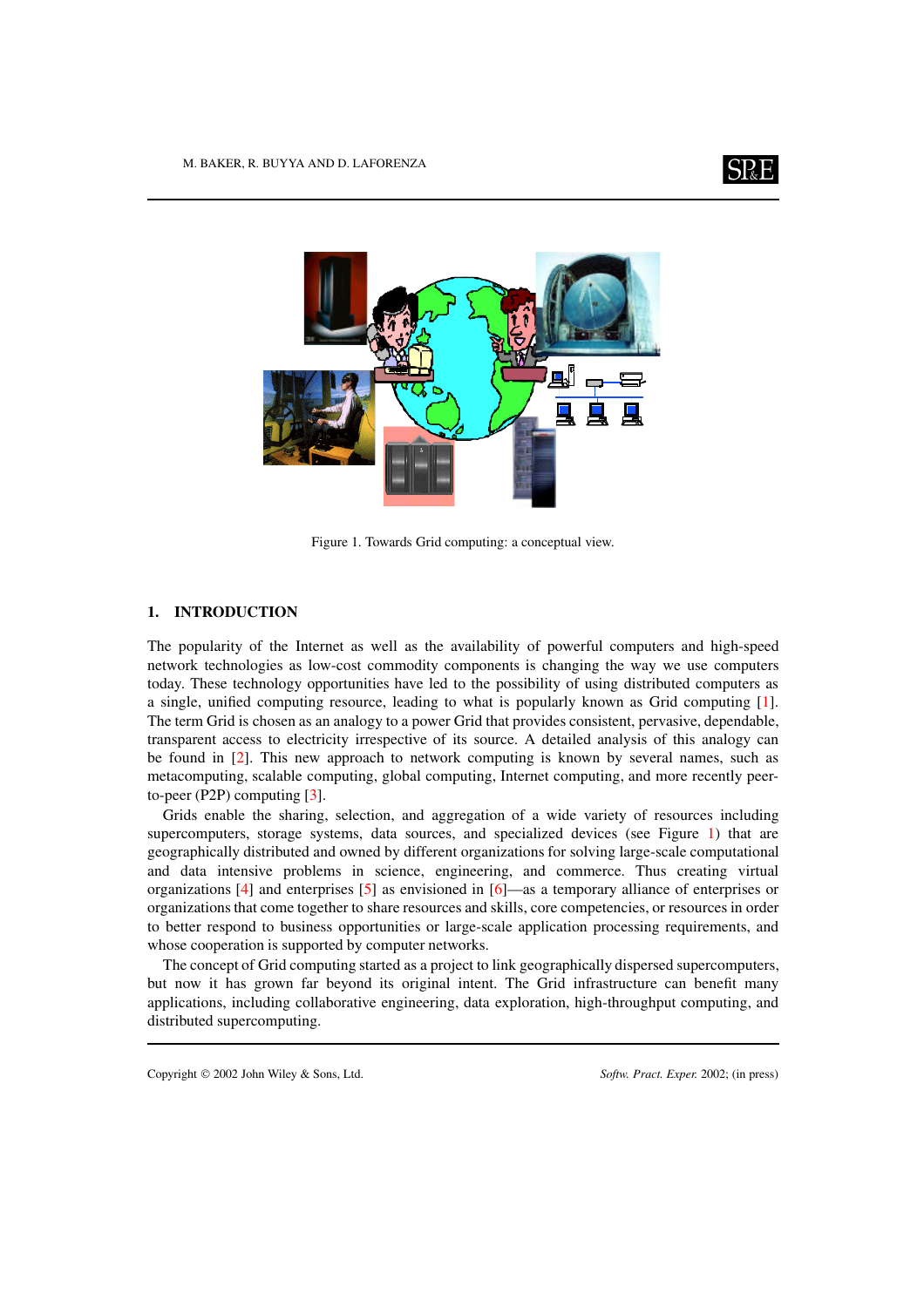Figure 1. Towards Grid computing: a conceptual view.

## 1. INTRODUCTION

The popularity of the Internet as well as the availability of powerful computers and high-speed network technologies as low-cost commodity components is changing the way we use computers today. These technology opportunities have led to the possibility of using distributed computers as a single, unified computing resource, leading to what is popularly known as Grid computing [1]. The term Grid is chosen as an analogy to a power Grid that provides consistent, pervasive, dependable, transparent access to electricity irrespective of its source. A detailed analysis of this analogy can be found in [2]. This new approach to network computing is known by several names, such as metacomputing, scalable computing, global computing, Internet computing, and more recently peer-to-peer (P2P) computing [3].

Grids enable the sharing, selection, and aggregation of a wide variety of resources including supercomputers, storage systems, data sources, and specialized devices (see Figure 1) that are geographically distributed and owned by different organizations for solving large-scale computational and data intensive problems in science, engineering, and commerce. Thus creating virtual organizations [4] and enterprises [5] as envisioned in [6]—as a temporary alliance of enterprises or organizations that come together to share resources and skills, core competencies, or resources in order to better respond to business opportunities or large-scale application processing requirements, and whose cooperation is supported by computer networks.

The concept of Grid computing started as a project to link geographically dispersed supercomputers, but now it has grown far beyond its original intent. The Grid infrastructure can benefit many applications, including collaborative engineering, data exploration, high-throughput computing, and distributed supercomputing.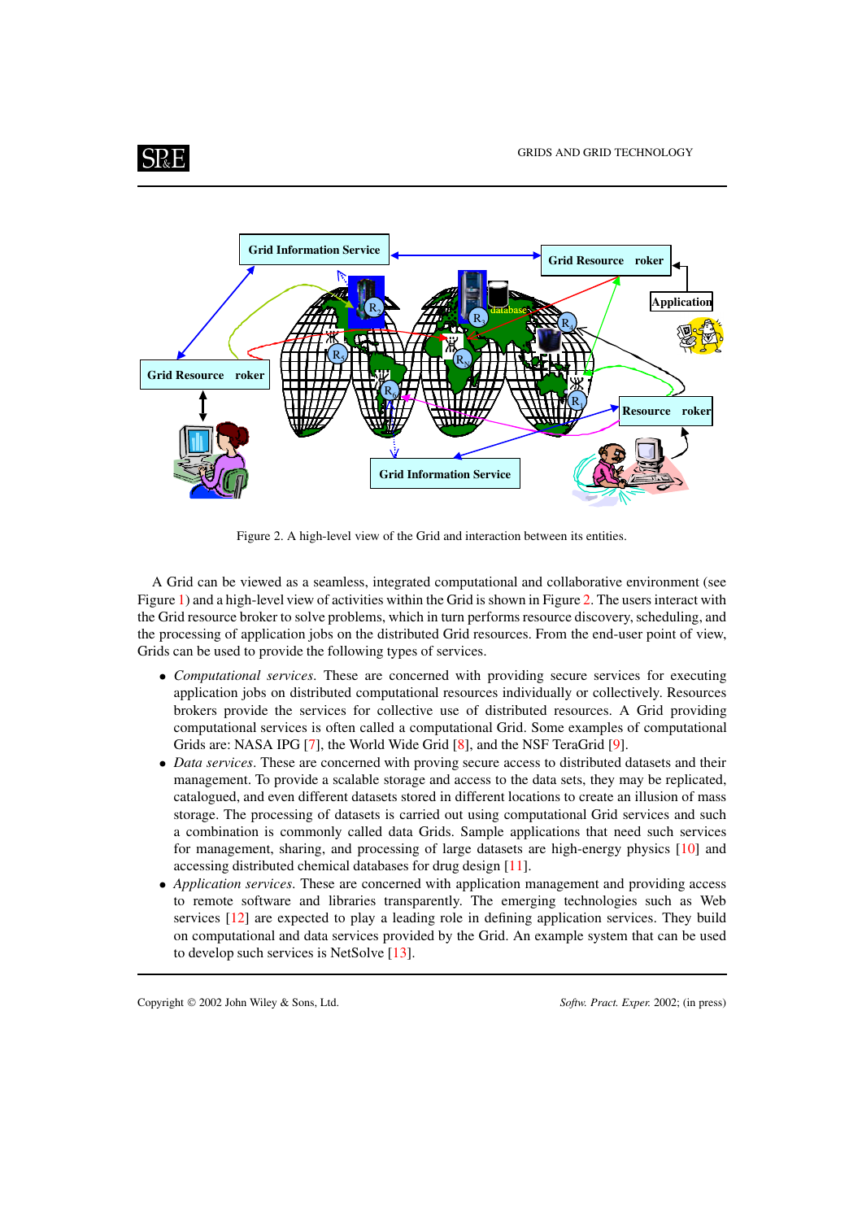Figure 2. A high-level view of the Grid and interaction between its entities.

A Grid can be viewed as a seamless, integrated computational and collaborative environment (see Figure 1) and a high-level view of activities within the Grid is shown in Figure 2. The users interact with the Grid resource broker to solve problems, which in turn performs resource discovery, scheduling, and the processing of application jobs on the distributed Grid resources. From the end-user point of view, Grids can be used to provide the following types of services.

- *Computational services*. These are concerned with providing secure services for executing application jobs on distributed computational resources individually or collectively. Resources brokers provide the services for collective use of distributed resources. A Grid providing computational services is often called a computational Grid. Some examples of computational Grids are: NASA IPG [7], the World Wide Grid [8], and the NSF TeraGrid [9].
- *Data services*. These are concerned with proving secure access to distributed datasets and their management. To provide a scalable storage and access to the data sets, they may be replicated, catalogued, and even different datasets stored in different locations to create an illusion of mass storage. The processing of datasets is carried out using computational Grid services and such a combination is commonly called data Grids. Sample applications that need such services for management, sharing, and processing of large datasets are high-energy physics [10] and accessing distributed chemical databases for drug design [11].
- *Application services*. These are concerned with application management and providing access to remote software and libraries transparently. The emerging technologies such as Web services [12] are expected to play a leading role in defining application services. They build on computational and data services provided by the Grid. An example system that can be used to develop such services is NetSolve [13].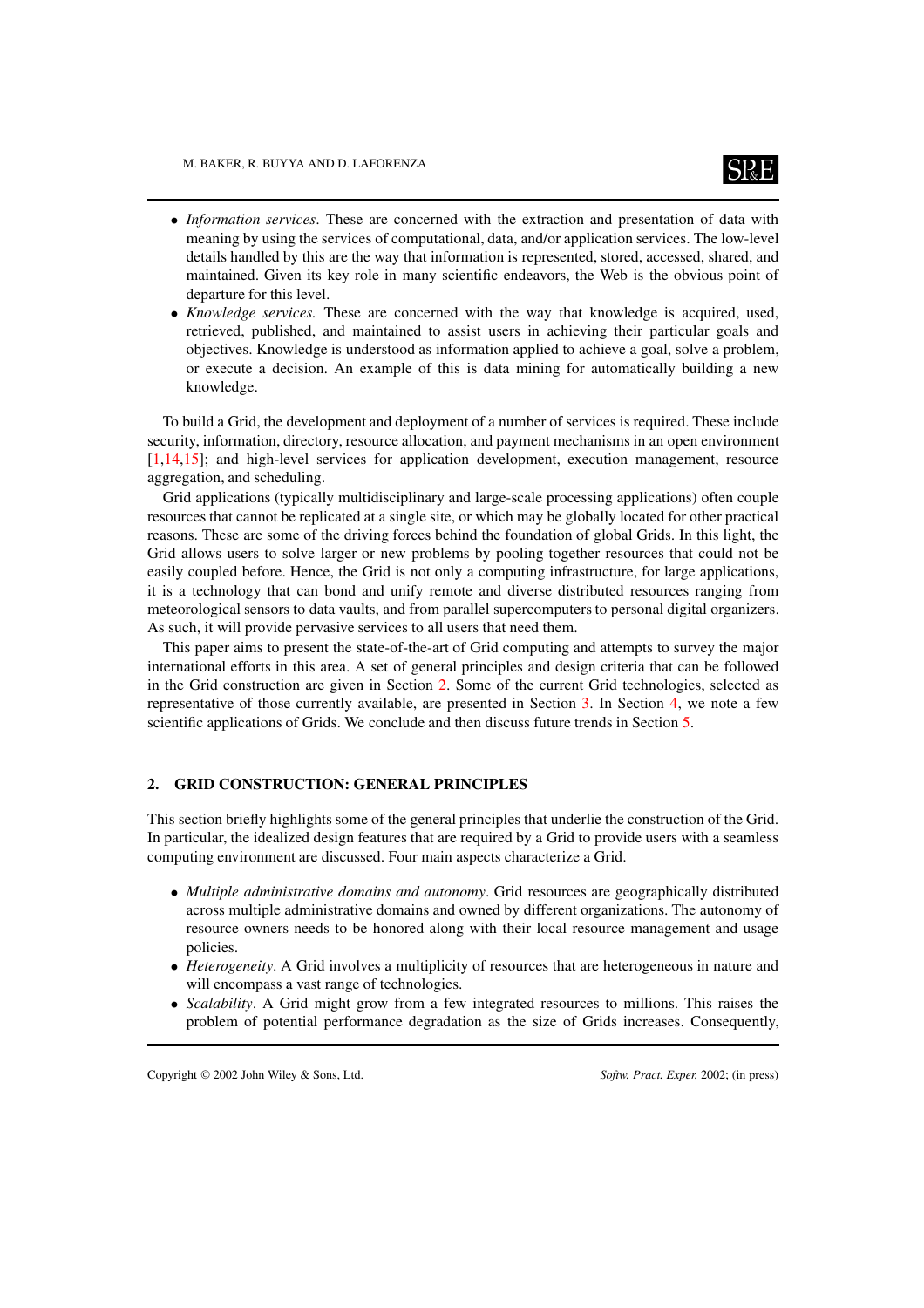- *Information services*. These are concerned with the extraction and presentation of data with meaning by using the services of computational, data, and/or application services. The low-level details handled by this are the way that information is represented, stored, accessed, shared, and maintained. Given its key role in many scientific endeavors, the Web is the obvious point of departure for this level.
- *Knowledge services.* These are concerned with the way that knowledge is acquired, used, retrieved, published, and maintained to assist users in achieving their particular goals and objectives. Knowledge is understood as information applied to achieve a goal, solve a problem, or execute a decision. An example of this is data mining for automatically building a new knowledge.

To build a Grid, the development and deployment of a number of services is required. These include security, information, directory, resource allocation, and payment mechanisms in an open environment [1,14,15]; and high-level services for application development, execution management, resource aggregation, and scheduling.

Grid applications (typically multidisciplinary and large-scale processing applications) often couple resources that cannot be replicated at a single site, or which may be globally located for other practical reasons. These are some of the driving forces behind the foundation of global Grids. In this light, the Grid allows users to solve larger or new problems by pooling together resources that could not be easily coupled before. Hence, the Grid is not only a computing infrastructure, for large applications, it is a technology that can bond and unify remote and diverse distributed resources ranging from meteorological sensors to data vaults, and from parallel supercomputers to personal digital organizers. As such, it will provide pervasive services to all users that need them.

This paper aims to present the state-of-the-art of Grid computing and attempts to survey the major international efforts in this area. A set of general principles and design criteria that can be followed in the Grid construction are given in Section 2. Some of the current Grid technologies, selected as representative of those currently available, are presented in Section 3. In Section 4, we note a few scientific applications of Grids. We conclude and then discuss future trends in Section 5.

## 2. GRID CONSTRUCTION: GENERAL PRINCIPLES

This section briefly highlights some of the general principles that underlie the construction of the Grid. In particular, the idealized design features that are required by a Grid to provide users with a seamless computing environment are discussed. Four main aspects characterize a Grid.

- *Multiple administrative domains and autonomy*. Grid resources are geographically distributed across multiple administrative domains and owned by different organizations. The autonomy of resource owners needs to be honored along with their local resource management and usage policies.
- *Heterogeneity*. A Grid involves a multiplicity of resources that are heterogeneous in nature and will encompass a vast range of technologies.
- *Scalability*. A Grid might grow from a few integrated resources to millions. This raises the problem of potential performance degradation as the size of Grids increases. Consequently,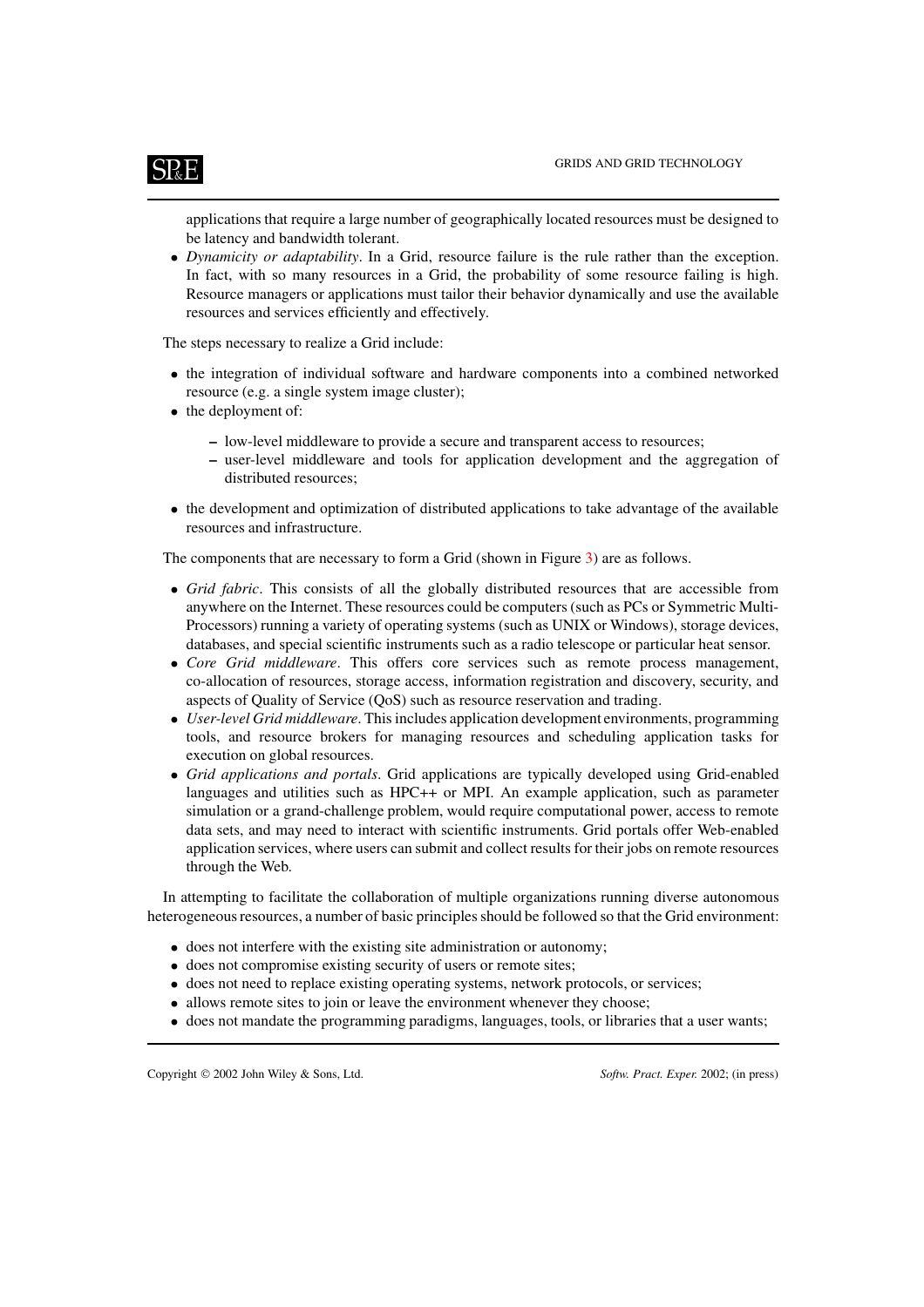applications that require a large number of geographically located resources must be designed to be latency and bandwidth tolerant.

- *Dynamicity or adaptability*. In a Grid, resource failure is the rule rather than the exception. In fact, with so many resources in a Grid, the probability of some resource failing is high. Resource managers or applications must tailor their behavior dynamically and use the available resources and services efficiently and effectively.

The steps necessary to realize a Grid include:

- the integration of individual software and hardware components into a combined networked resource (e.g. a single system image cluster);
- the deployment of:
  - low-level middleware to provide a secure and transparent access to resources;
  - user-level middleware and tools for application development and the aggregation of distributed resources;
- the development and optimization of distributed applications to take advantage of the available resources and infrastructure.

The components that are necessary to form a Grid (shown in Figure 3) are as follows.

- *Grid fabric*. This consists of all the globally distributed resources that are accessible from anywhere on the Internet. These resources could be computers (such as PCs or Symmetric Multi-Processors) running a variety of operating systems (such as UNIX or Windows), storage devices, databases, and special scientific instruments such as a radio telescope or particular heat sensor.
- *Core Grid middleware*. This offers core services such as remote process management, co-allocation of resources, storage access, information registration and discovery, security, and aspects of Quality of Service (QoS) such as resource reservation and trading.
- *User-level Grid middleware*. This includes application development environments, programming tools, and resource brokers for managing resources and scheduling application tasks for execution on global resources.
- *Grid applications and portals*. Grid applications are typically developed using Grid-enabled languages and utilities such as HPC++ or MPI. An example application, such as parameter simulation or a grand-challenge problem, would require computational power, access to remote data sets, and may need to interact with scientific instruments. Grid portals offer Web-enabled application services, where users can submit and collect results for their jobs on remote resources through the Web.

In attempting to facilitate the collaboration of multiple organizations running diverse autonomous heterogeneous resources, a number of basic principles should be followed so that the Grid environment:

- does not interfere with the existing site administration or autonomy;
- does not compromise existing security of users or remote sites;
- does not need to replace existing operating systems, network protocols, or services;
- allows remote sites to join or leave the environment whenever they choose;
- does not mandate the programming paradigms, languages, tools, or libraries that a user wants;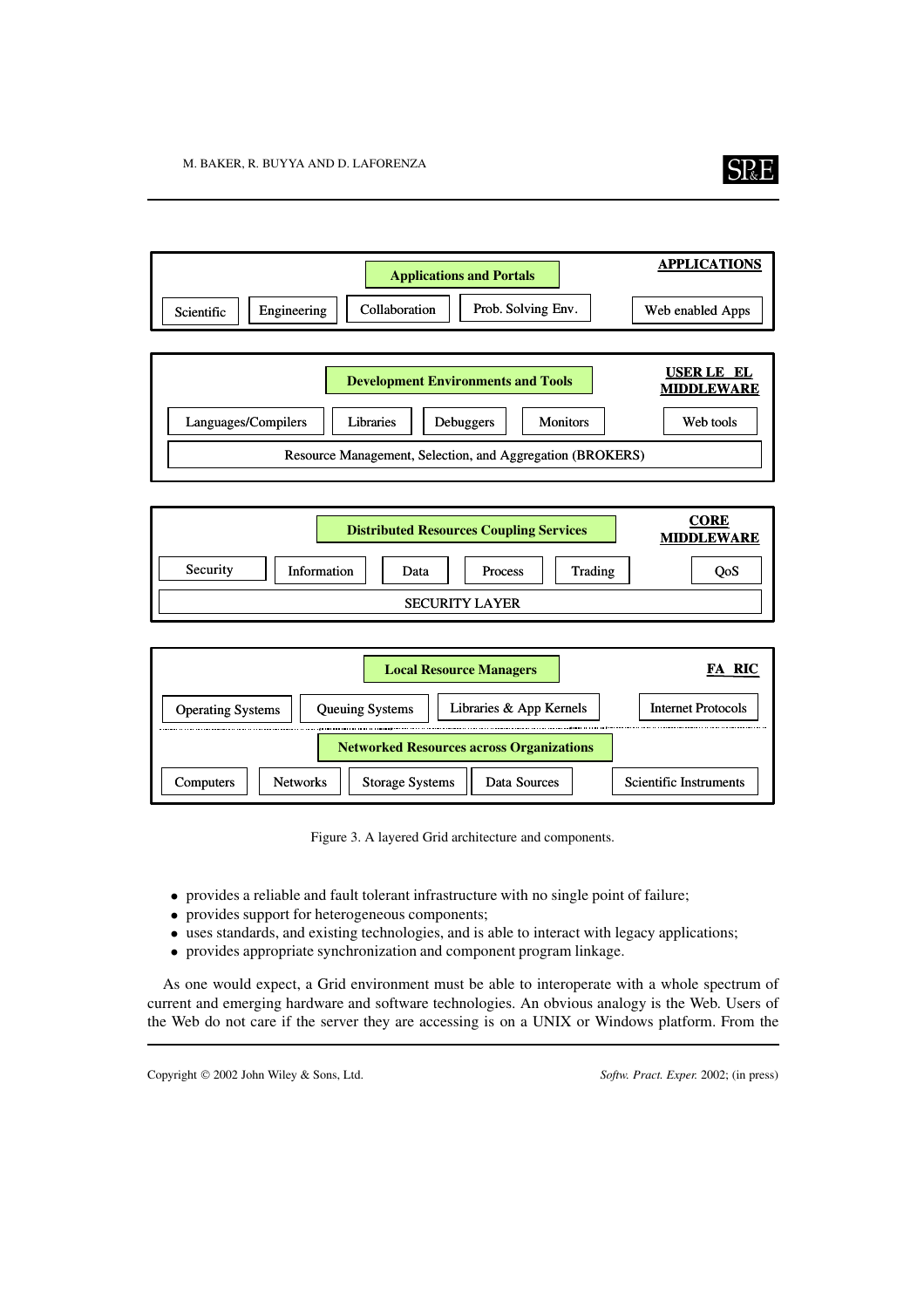**APPLICATIONS**

Applications and Portals

Scientific | Engineering | Collaboration | Prob. Solving Env. | Web enabled Apps

**USER LEVEL MIDDLEWARE**

Development Environments and Tools

Languages/Compilers | Libraries | Debuggers | Monitors | Web tools

Resource Management, Selection, and Aggregation (BROKERS)

**CORE MIDDLEWARE**

Distributed Resources Coupling Services

Security | Information | Data | Process | Trading | QoS

SECURITY LAYER

**FABRIC**

Local Resource Managers

Operating Systems | Queuing Systems | Libraries & App Kernels | Internet Protocols

Networked Resources across Organizations

Computers | Networks | Storage Systems | Data Sources | Scientific Instruments

Figure 3. A layered Grid architecture and components.

- provides a reliable and fault tolerant infrastructure with no single point of failure;
- provides support for heterogeneous components;
- uses standards, and existing technologies, and is able to interact with legacy applications;
- provides appropriate synchronization and component program linkage.

As one would expect, a Grid environment must be able to interoperate with a whole spectrum of current and emerging hardware and software technologies. An obvious analogy is the Web. Users of the Web do not care if the server they are accessing is on a UNIX or Windows platform. From the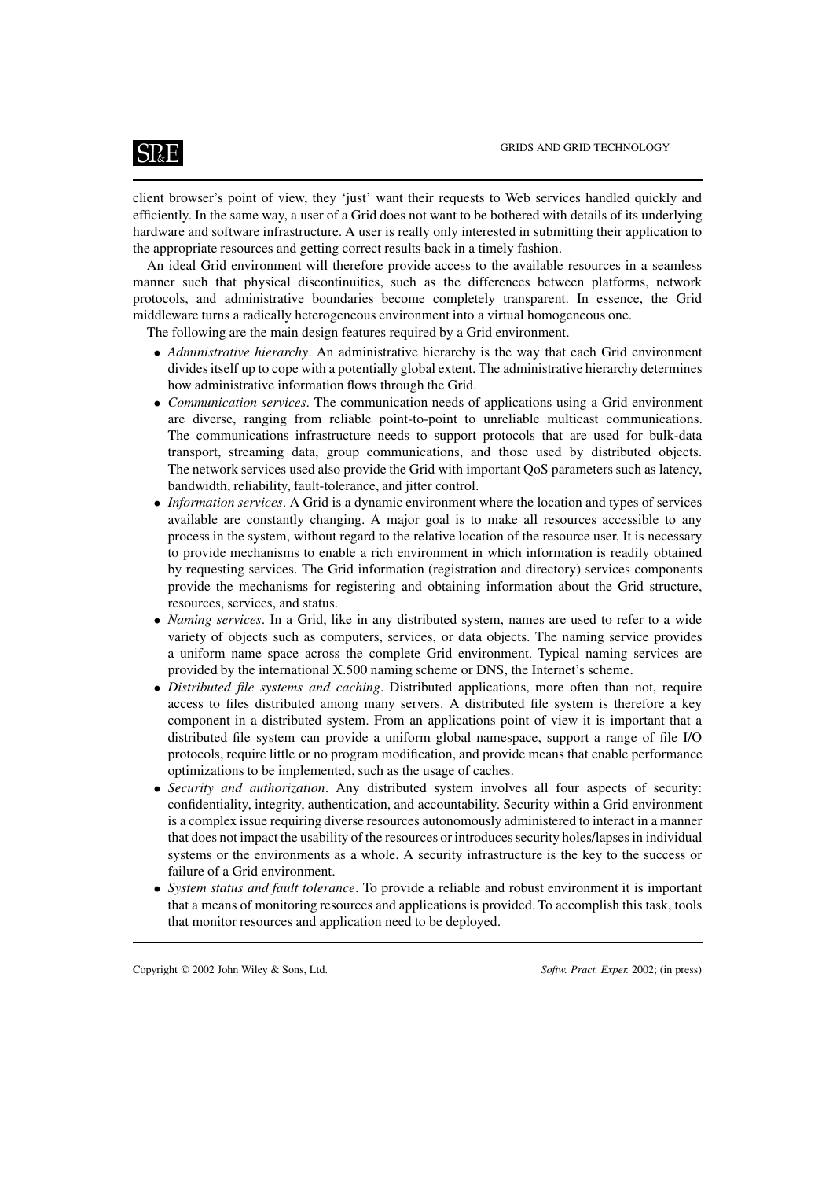client browser's point of view, they 'just' want their requests to Web services handled quickly and efficiently. In the same way, a user of a Grid does not want to be bothered with details of its underlying hardware and software infrastructure. A user is really only interested in submitting their application to the appropriate resources and getting correct results back in a timely fashion.

An ideal Grid environment will therefore provide access to the available resources in a seamless manner such that physical discontinuities, such as the differences between platforms, network protocols, and administrative boundaries become completely transparent. In essence, the Grid middleware turns a radically heterogeneous environment into a virtual homogeneous one.

The following are the main design features required by a Grid environment.

- *Administrative hierarchy*. An administrative hierarchy is the way that each Grid environment divides itself up to cope with a potentially global extent. The administrative hierarchy determines how administrative information flows through the Grid.
- *Communication services*. The communication needs of applications using a Grid environment are diverse, ranging from reliable point-to-point to unreliable multicast communications. The communications infrastructure needs to support protocols that are used for bulk-data transport, streaming data, group communications, and those used by distributed objects. The network services used also provide the Grid with important QoS parameters such as latency, bandwidth, reliability, fault-tolerance, and jitter control.
- *Information services*. A Grid is a dynamic environment where the location and types of services available are constantly changing. A major goal is to make all resources accessible to any process in the system, without regard to the relative location of the resource user. It is necessary to provide mechanisms to enable a rich environment in which information is readily obtained by requesting services. The Grid information (registration and directory) services components provide the mechanisms for registering and obtaining information about the Grid structure, resources, services, and status.
- *Naming services*. In a Grid, like in any distributed system, names are used to refer to a wide variety of objects such as computers, services, or data objects. The naming service provides a uniform name space across the complete Grid environment. Typical naming services are provided by the international X.500 naming scheme or DNS, the Internet's scheme.
- *Distributed file systems and caching*. Distributed applications, more often than not, require access to files distributed among many servers. A distributed file system is therefore a key component in a distributed system. From an applications point of view it is important that a distributed file system can provide a uniform global namespace, support a range of file I/O protocols, require little or no program modification, and provide means that enable performance optimizations to be implemented, such as the usage of caches.
- *Security and authorization*. Any distributed system involves all four aspects of security: confidentiality, integrity, authentication, and accountability. Security within a Grid environment is a complex issue requiring diverse resources autonomously administered to interact in a manner that does not impact the usability of the resources or introduces security holes/lapses in individual systems or the environments as a whole. A security infrastructure is the key to the success or failure of a Grid environment.
- *System status and fault tolerance*. To provide a reliable and robust environment it is important that a means of monitoring resources and applications is provided. To accomplish this task, tools that monitor resources and application need to be deployed.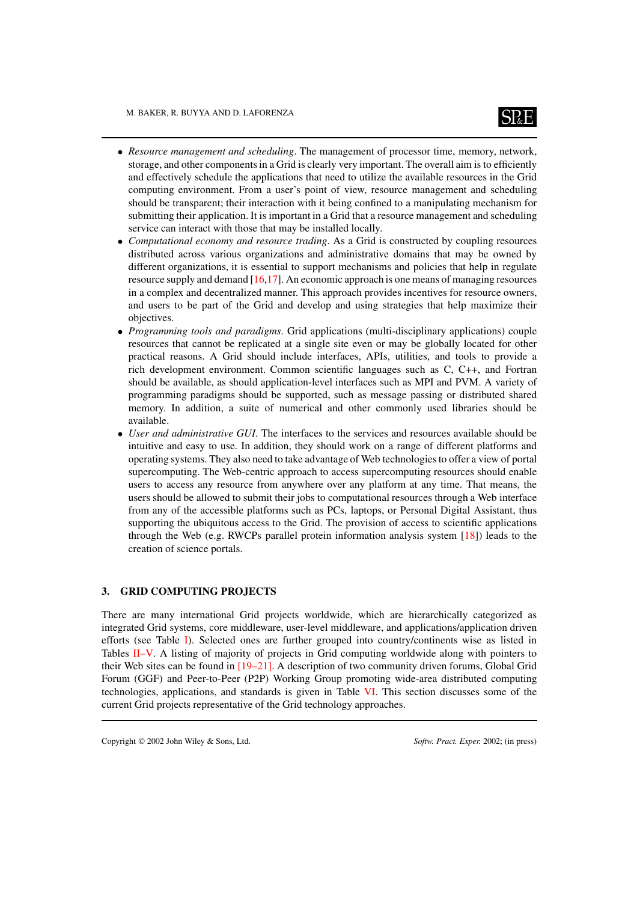- *Resource management and scheduling*. The management of processor time, memory, network, storage, and other components in a Grid is clearly very important. The overall aim is to efficiently and effectively schedule the applications that need to utilize the available resources in the Grid computing environment. From a user's point of view, resource management and scheduling should be transparent; their interaction with it being confined to a manipulating mechanism for submitting their application. It is important in a Grid that a resource management and scheduling service can interact with those that may be installed locally.
- *Computational economy and resource trading*. As a Grid is constructed by coupling resources distributed across various organizations and administrative domains that may be owned by different organizations, it is essential to support mechanisms and policies that help in regulate resource supply and demand [16,17]. An economic approach is one means of managing resources in a complex and decentralized manner. This approach provides incentives for resource owners, and users to be part of the Grid and develop and using strategies that help maximize their objectives.
- *Programming tools and paradigms*. Grid applications (multi-disciplinary applications) couple resources that cannot be replicated at a single site even or may be globally located for other practical reasons. A Grid should include interfaces, APIs, utilities, and tools to provide a rich development environment. Common scientific languages such as C, C++, and Fortran should be available, as should application-level interfaces such as MPI and PVM. A variety of programming paradigms should be supported, such as message passing or distributed shared memory. In addition, a suite of numerical and other commonly used libraries should be available.
- *User and administrative GUI*. The interfaces to the services and resources available should be intuitive and easy to use. In addition, they should work on a range of different platforms and operating systems. They also need to take advantage of Web technologies to offer a view of portal supercomputing. The Web-centric approach to access supercomputing resources should enable users to access any resource from anywhere over any platform at any time. That means, the users should be allowed to submit their jobs to computational resources through a Web interface from any of the accessible platforms such as PCs, laptops, or Personal Digital Assistant, thus supporting the ubiquitous access to the Grid. The provision of access to scientific applications through the Web (e.g. RWCPs parallel protein information analysis system [18]) leads to the creation of science portals.

## 3. GRID COMPUTING PROJECTS

There are many international Grid projects worldwide, which are hierarchically categorized as integrated Grid systems, core middleware, user-level middleware, and applications/application driven efforts (see Table I). Selected ones are further grouped into country/continents wise as listed in Tables II–V. A listing of majority of projects in Grid computing worldwide along with pointers to their Web sites can be found in [19–21]. A description of two community driven forums, Global Grid Forum (GGF) and Peer-to-Peer (P2P) Working Group promoting wide-area distributed computing technologies, applications, and standards is given in Table VI. This section discusses some of the current Grid projects representative of the Grid technology approaches.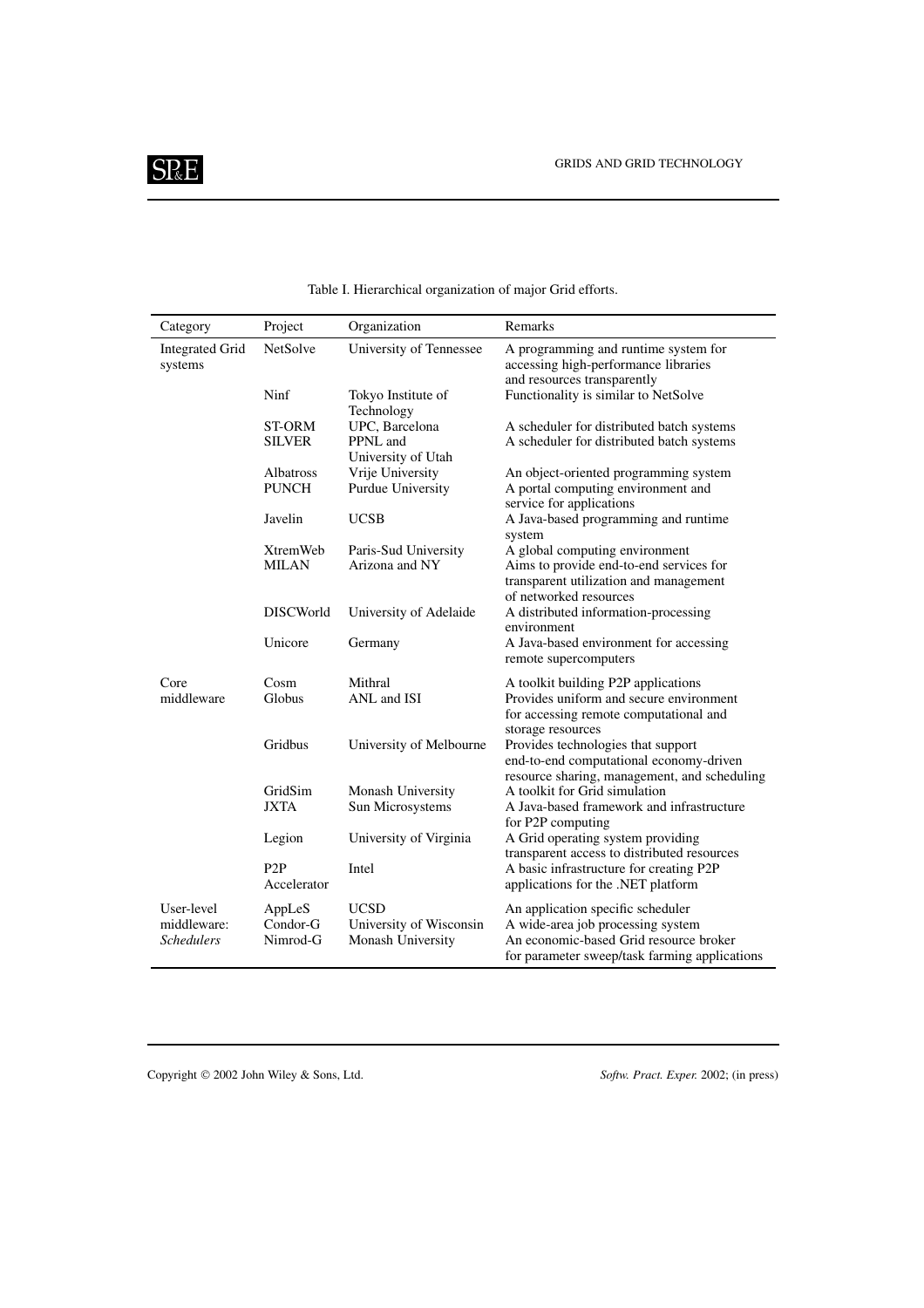Table I. Hierarchical organization of major Grid efforts.

| Category | Project | Organization | Remarks |
|---|---|---|---|
| Integrated Grid systems | NetSolve | University of Tennessee | A programming and runtime system for accessing high-performance libraries and resources transparently |
| | Ninf | Tokyo Institute of Technology | Functionality is similar to NetSolve |
| | ST-ORM | UPC, Barcelona | A scheduler for distributed batch systems |
| | SILVER | PPNL and University of Utah | A scheduler for distributed batch systems |
| | Albatross | Vrije University | An object-oriented programming system |
| | PUNCH | Purdue University | A portal computing environment and service for applications |
| | Javelin | UCSB | A Java-based programming and runtime system |
| | XtremWeb | Paris-Sud University | A global computing environment |
| | MILAN | Arizona and NY | Aims to provide end-to-end services for transparent utilization and management of networked resources |
| | DISCWorld | University of Adelaide | A distributed information-processing environment |
| | Unicore | Germany | A Java-based environment for accessing remote supercomputers |
| Core middleware | Cosm | Mithral | A toolkit building P2P applications |
| | Globus | ANL and ISI | Provides uniform and secure environment for accessing remote computational and storage resources |
| | Gridbus | University of Melbourne | Provides technologies that support end-to-end computational economy-driven resource sharing, management, and scheduling |
| | GridSim | Monash University | A toolkit for Grid simulation |
| | JXTA | Sun Microsystems | A Java-based framework and infrastructure for P2P computing |
| | Legion | University of Virginia | A Grid operating system providing transparent access to distributed resources |
| | P2P Accelerator | Intel | A basic infrastructure for creating P2P applications for the .NET platform |
| User-level middleware: *Schedulers* | AppLeS | UCSD | An application specific scheduler |
| | Condor-G | University of Wisconsin | A wide-area job processing system |
| | Nimrod-G | Monash University | An economic-based Grid resource broker for parameter sweep/task farming applications |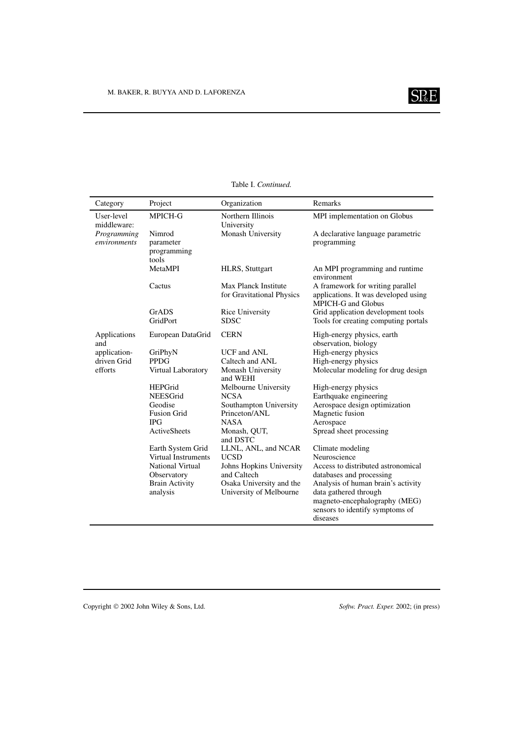Table I. *Continued.*

| Category | Project | Organization | Remarks |
|---|---|---|---|
| User-level middleware: *Programming environments* | MPICH-G | Northern Illinois University | MPI implementation on Globus |
| | Nimrod parameter programming tools | Monash University | A declarative language parametric programming |
| | MetaMPI | HLRS, Stuttgart | An MPI programming and runtime environment |
| | Cactus | Max Planck Institute for Gravitational Physics | A framework for writing parallel applications. It was developed using MPICH-G and Globus |
| | GrADS | Rice University | Grid application development tools |
| | GridPort | SDSC | Tools for creating computing portals |
| Applications and application-driven Grid efforts | European DataGrid | CERN | High-energy physics, earth observation, biology |
| | GriPhyN | UCF and ANL | High-energy physics |
| | PPDG | Caltech and ANL | High-energy physics |
| | Virtual Laboratory | Monash University and WEHI | Molecular modeling for drug design |
| | HEPGrid | Melbourne University | High-energy physics |
| | NEESGrid | NCSA | Earthquake engineering |
| | Geodise | Southampton University | Aerospace design optimization |
| | Fusion Grid | Princeton/ANL | Magnetic fusion |
| | IPG | NASA | Aerospace |
| | ActiveSheets | Monash, QUT, and DSTC | Spread sheet processing |
| | Earth System Grid | LLNL, ANL, and NCAR | Climate modeling |
| | Virtual Instruments | UCSD | Neuroscience |
| | National Virtual Observatory | Johns Hopkins University and Caltech | Access to distributed astronomical databases and processing |
| | Brain Activity analysis | Osaka University and the University of Melbourne | Analysis of human brain's activity data gathered through magneto-encephalography (MEG) sensors to identify symptoms of diseases |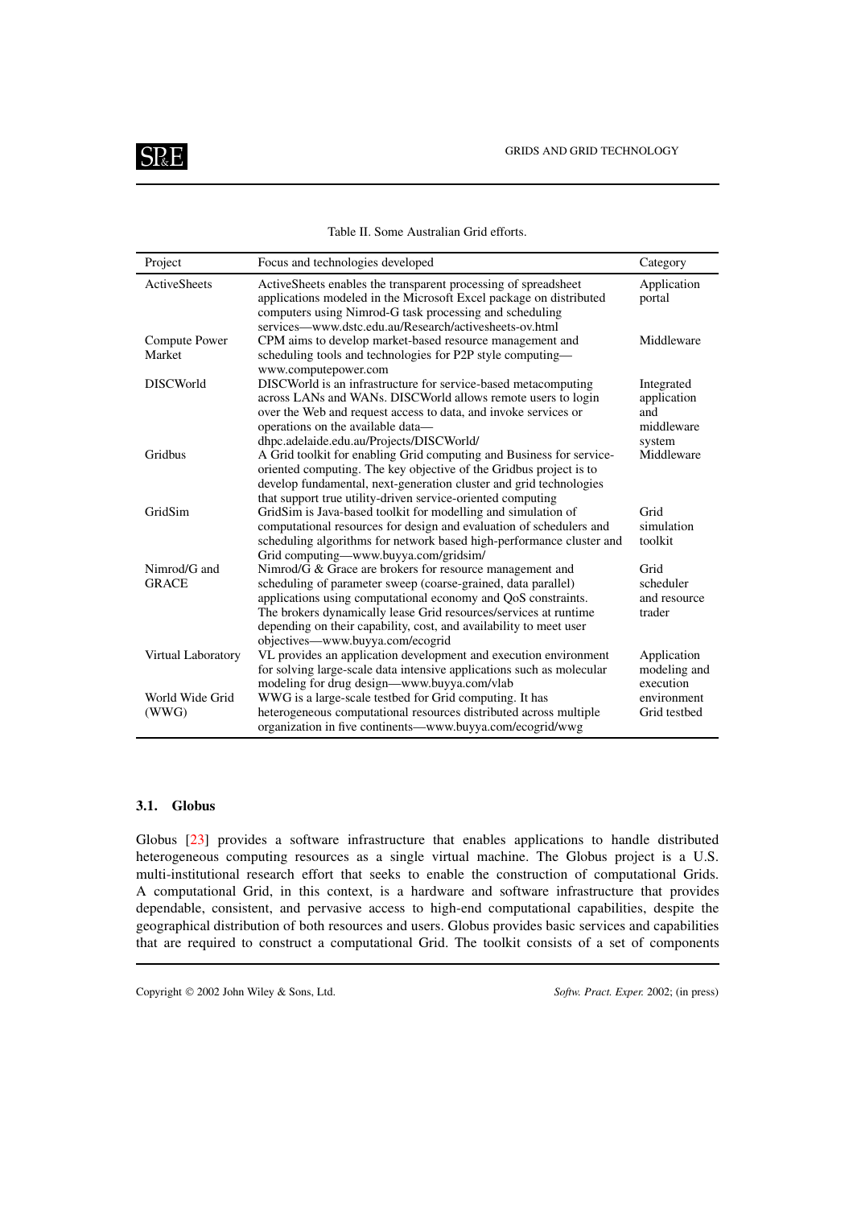Table II. Some Australian Grid efforts.

| Project | Focus and technologies developed | Category |
|---|---|---|
| ActiveSheets | ActiveSheets enables the transparent processing of spreadsheet applications modeled in the Microsoft Excel package on distributed computers using Nimrod-G task processing and scheduling services—www.dstc.edu.au/Research/activesheets-ov.html | Application portal |
| Compute Power Market | CPM aims to develop market-based resource management and scheduling tools and technologies for P2P style computing—www.computepower.com | Middleware |
| DISCWorld | DISCWorld is an infrastructure for service-based metacomputing across LANs and WANs. DISCWorld allows remote users to login over the Web and request access to data, and invoke services or operations on the available data—dhpc.adelaide.edu.au/Projects/DISCWorld/ | Integrated application and middleware system |
| Gridbus | A Grid toolkit for enabling Grid computing and Business for service-oriented computing. The key objective of the Gridbus project is to develop fundamental, next-generation cluster and grid technologies that support true utility-driven service-oriented computing | Middleware |
| GridSim | GridSim is Java-based toolkit for modelling and simulation of computational resources for design and evaluation of schedulers and scheduling algorithms for network based high-performance cluster and Grid computing—www.buyya.com/gridsim/ | Grid simulation toolkit |
| Nimrod/G and GRACE | Nimrod/G & Grace are brokers for resource management and scheduling of parameter sweep (coarse-grained, data parallel) applications using computational economy and QoS constraints. The brokers dynamically lease Grid resources/services at runtime depending on their capability, cost, and availability to meet user objectives—www.buyya.com/ecogrid | Grid scheduler and resource trader |
| Virtual Laboratory | VL provides an application development and execution environment for solving large-scale data intensive applications such as molecular modeling for drug design—www.buyya.com/vlab | Application modeling and execution environment |
| World Wide Grid (WWG) | WWG is a large-scale testbed for Grid computing. It has heterogeneous computational resources distributed across multiple organization in five continents—www.buyya.com/ecogrid/wwg | Grid testbed |

### 3.1. Globus

Globus [23] provides a software infrastructure that enables applications to handle distributed heterogeneous computing resources as a single virtual machine. The Globus project is a U.S. multi-institutional research effort that seeks to enable the construction of computational Grids. A computational Grid, in this context, is a hardware and software infrastructure that provides dependable, consistent, and pervasive access to high-end computational capabilities, despite the geographical distribution of both resources and users. Globus provides basic services and capabilities that are required to construct a computational Grid. The toolkit consists of a set of components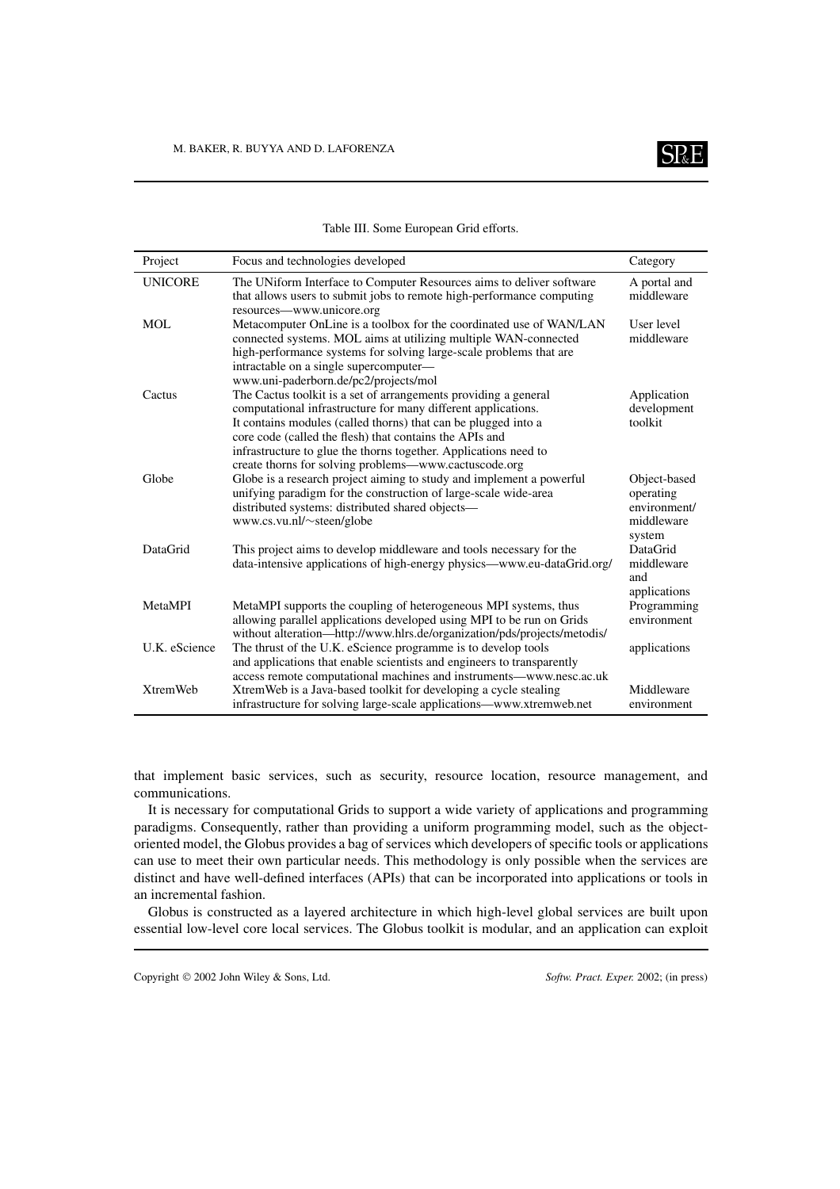Table III. Some European Grid efforts.

| Project | Focus and technologies developed | Category |
| --- | --- | --- |
| UNICORE | The UNiform Interface to Computer Resources aims to deliver software that allows users to submit jobs to remote high-performance computing resources—www.unicore.org | A portal and middleware |
| MOL | Metacomputer OnLine is a toolbox for the coordinated use of WAN/LAN connected systems. MOL aims at utilizing multiple WAN-connected high-performance systems for solving large-scale problems that are intractable on a single supercomputer—www.uni-paderborn.de/pc2/projects/mol | User level middleware |
| Cactus | The Cactus toolkit is a set of arrangements providing a general computational infrastructure for many different applications. It contains modules (called thorns) that can be plugged into a core code (called the flesh) that contains the APIs and infrastructure to glue the thorns together. Applications need to create thorns for solving problems—www.cactuscode.org | Application development toolkit |
| Globe | Globe is a research project aiming to study and implement a powerful unifying paradigm for the construction of large-scale wide-area distributed systems: distributed shared objects—www.cs.vu.nl/∼steen/globe | Object-based operating environment/ middleware system |
| DataGrid | This project aims to develop middleware and tools necessary for the data-intensive applications of high-energy physics—www.eu-dataGrid.org/ | DataGrid middleware and applications |
| MetaMPI | MetaMPI supports the coupling of heterogeneous MPI systems, thus allowing parallel applications developed using MPI to be run on Grids without alteration—http://www.hlrs.de/organization/pds/projects/metodis/ | Programming environment |
| U.K. eScience | The thrust of the U.K. eScience programme is to develop tools and applications that enable scientists and engineers to transparently access remote computational machines and instruments—www.nesc.ac.uk | applications |
| XtremWeb | XtremWeb is a Java-based toolkit for developing a cycle stealing infrastructure for solving large-scale applications—www.xtremweb.net | Middleware environment |

that implement basic services, such as security, resource location, resource management, and communications.

It is necessary for computational Grids to support a wide variety of applications and programming paradigms. Consequently, rather than providing a uniform programming model, such as the object-oriented model, the Globus provides a bag of services which developers of specific tools or applications can use to meet their own particular needs. This methodology is only possible when the services are distinct and have well-defined interfaces (APIs) that can be incorporated into applications or tools in an incremental fashion.

Globus is constructed as a layered architecture in which high-level global services are built upon essential low-level core local services. The Globus toolkit is modular, and an application can exploit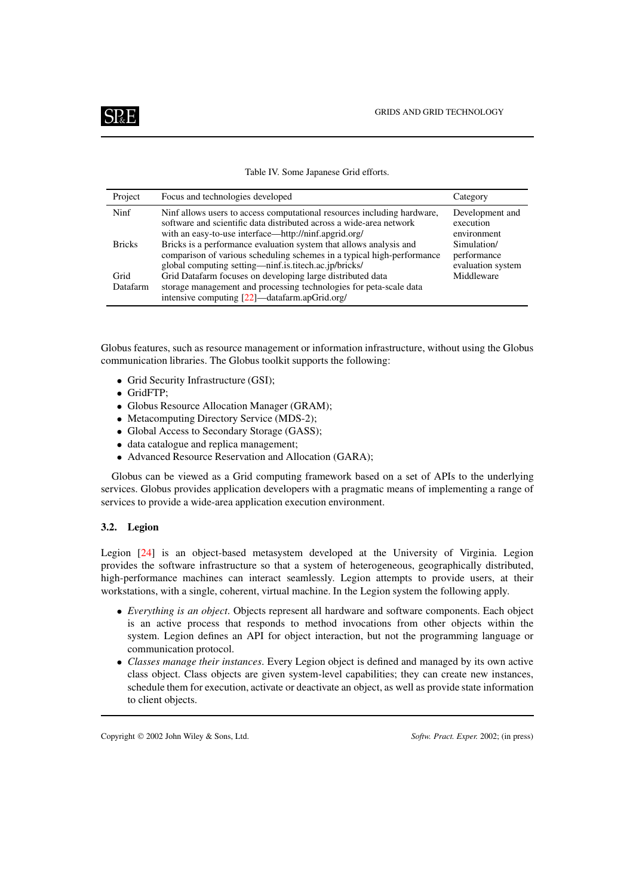Table IV. Some Japanese Grid efforts.

| Project | Focus and technologies developed | Category |
|---|---|---|
| Ninf | Ninf allows users to access computational resources including hardware, software and scientific data distributed across a wide-area network with an easy-to-use interface—http://ninf.apgrid.org/ | Development and execution environment |
| Bricks | Bricks is a performance evaluation system that allows analysis and comparison of various scheduling schemes in a typical high-performance global computing setting—ninf.is.titech.ac.jp/bricks/ | Simulation/ performance evaluation system |
| Grid Datafarm | Grid Datafarm focuses on developing large distributed data storage management and processing technologies for peta-scale data intensive computing [22]—datafarm.apGrid.org/ | Middleware |

Globus features, such as resource management or information infrastructure, without using the Globus communication libraries. The Globus toolkit supports the following:

- Grid Security Infrastructure (GSI);
- GridFTP;
- Globus Resource Allocation Manager (GRAM);
- Metacomputing Directory Service (MDS-2);
- Global Access to Secondary Storage (GASS);
- data catalogue and replica management;
- Advanced Resource Reservation and Allocation (GARA);

Globus can be viewed as a Grid computing framework based on a set of APIs to the underlying services. Globus provides application developers with a pragmatic means of implementing a range of services to provide a wide-area application execution environment.

### 3.2. Legion

Legion [24] is an object-based metasystem developed at the University of Virginia. Legion provides the software infrastructure so that a system of heterogeneous, geographically distributed, high-performance machines can interact seamlessly. Legion attempts to provide users, at their workstations, with a single, coherent, virtual machine. In the Legion system the following apply.

- *Everything is an object*. Objects represent all hardware and software components. Each object is an active process that responds to method invocations from other objects within the system. Legion defines an API for object interaction, but not the programming language or communication protocol.
- *Classes manage their instances*. Every Legion object is defined and managed by its own active class object. Class objects are given system-level capabilities; they can create new instances, schedule them for execution, activate or deactivate an object, as well as provide state information to client objects.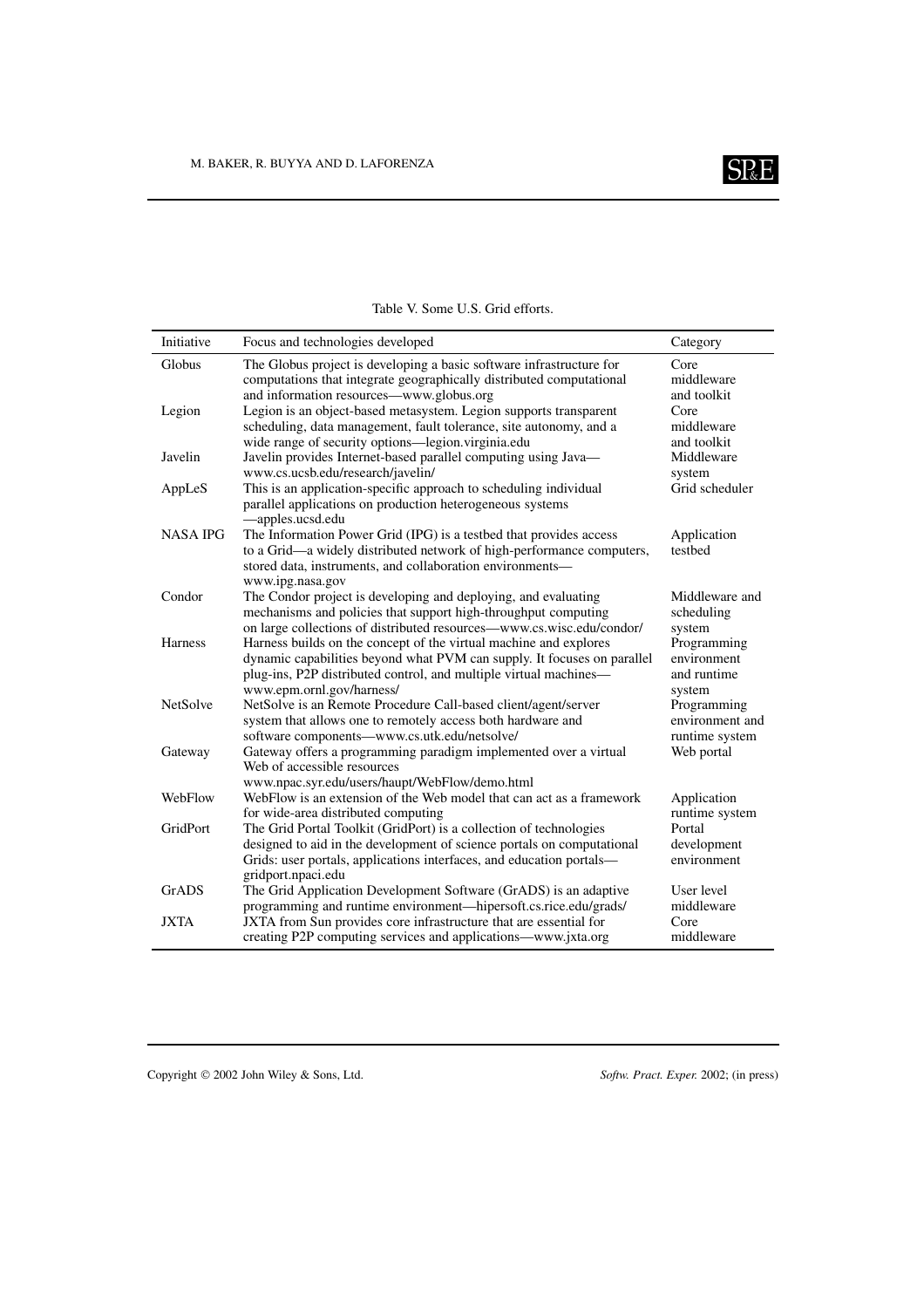Table V. Some U.S. Grid efforts.

| Initiative | Focus and technologies developed | Category |
|---|---|---|
| Globus | The Globus project is developing a basic software infrastructure for computations that integrate geographically distributed computational and information resources—www.globus.org | Core middleware and toolkit |
| Legion | Legion is an object-based metasystem. Legion supports transparent scheduling, data management, fault tolerance, site autonomy, and a wide range of security options—legion.virginia.edu | Core middleware and toolkit |
| Javelin | Javelin provides Internet-based parallel computing using Java—www.cs.ucsb.edu/research/javelin/ | Middleware system |
| AppLeS | This is an application-specific approach to scheduling individual parallel applications on production heterogeneous systems —apples.ucsd.edu | Grid scheduler |
| NASA IPG | The Information Power Grid (IPG) is a testbed that provides access to a Grid—a widely distributed network of high-performance computers, stored data, instruments, and collaboration environments—www.ipg.nasa.gov | Application testbed |
| Condor | The Condor project is developing and deploying, and evaluating mechanisms and policies that support high-throughput computing on large collections of distributed resources—www.cs.wisc.edu/condor/ | Middleware and scheduling system |
| Harness | Harness builds on the concept of the virtual machine and explores dynamic capabilities beyond what PVM can supply. It focuses on parallel plug-ins, P2P distributed control, and multiple virtual machines—www.epm.ornl.gov/harness/ | Programming environment and runtime system |
| NetSolve | NetSolve is an Remote Procedure Call-based client/agent/server system that allows one to remotely access both hardware and software components—www.cs.utk.edu/netsolve/ | Programming environment and runtime system |
| Gateway | Gateway offers a programming paradigm implemented over a virtual Web of accessible resources www.npac.syr.edu/users/haupt/WebFlow/demo.html | Web portal |
| WebFlow | WebFlow is an extension of the Web model that can act as a framework for wide-area distributed computing | Application runtime system |
| GridPort | The Grid Portal Toolkit (GridPort) is a collection of technologies designed to aid in the development of science portals on computational Grids: user portals, applications interfaces, and education portals—gridport.npaci.edu | Portal development environment |
| GrADS | The Grid Application Development Software (GrADS) is an adaptive programming and runtime environment—hipersoft.cs.rice.edu/grads/ | User level middleware |
| JXTA | JXTA from Sun provides core infrastructure that are essential for creating P2P computing services and applications—www.jxta.org | Core middleware |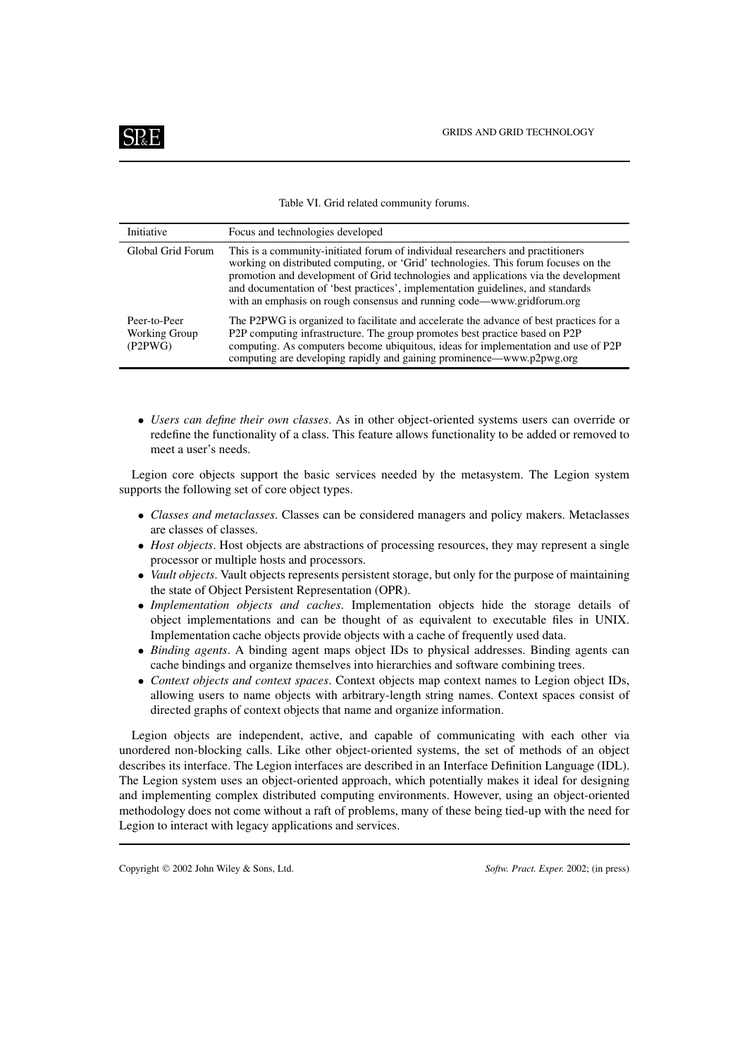Table VI. Grid related community forums.

| Initiative | Focus and technologies developed |
|---|---|
| Global Grid Forum | This is a community-initiated forum of individual researchers and practitioners working on distributed computing, or 'Grid' technologies. This forum focuses on the promotion and development of Grid technologies and applications via the development and documentation of 'best practices', implementation guidelines, and standards with an emphasis on rough consensus and running code—www.gridforum.org |
| Peer-to-Peer Working Group (P2PWG) | The P2PWG is organized to facilitate and accelerate the advance of best practices for a P2P computing infrastructure. The group promotes best practice based on P2P computing. As computers become ubiquitous, ideas for implementation and use of P2P computing are developing rapidly and gaining prominence—www.p2pwg.org |

- *Users can define their own classes*. As in other object-oriented systems users can override or redefine the functionality of a class. This feature allows functionality to be added or removed to meet a user's needs.

Legion core objects support the basic services needed by the metasystem. The Legion system supports the following set of core object types.

- *Classes and metaclasses*. Classes can be considered managers and policy makers. Metaclasses are classes of classes.
- *Host objects*. Host objects are abstractions of processing resources, they may represent a single processor or multiple hosts and processors.
- *Vault objects*. Vault objects represents persistent storage, but only for the purpose of maintaining the state of Object Persistent Representation (OPR).
- *Implementation objects and caches*. Implementation objects hide the storage details of object implementations and can be thought of as equivalent to executable files in UNIX. Implementation cache objects provide objects with a cache of frequently used data.
- *Binding agents*. A binding agent maps object IDs to physical addresses. Binding agents can cache bindings and organize themselves into hierarchies and software combining trees.
- *Context objects and context spaces*. Context objects map context names to Legion object IDs, allowing users to name objects with arbitrary-length string names. Context spaces consist of directed graphs of context objects that name and organize information.

Legion objects are independent, active, and capable of communicating with each other via unordered non-blocking calls. Like other object-oriented systems, the set of methods of an object describes its interface. The Legion interfaces are described in an Interface Definition Language (IDL). The Legion system uses an object-oriented approach, which potentially makes it ideal for designing and implementing complex distributed computing environments. However, using an object-oriented methodology does not come without a raft of problems, many of these being tied-up with the need for Legion to interact with legacy applications and services.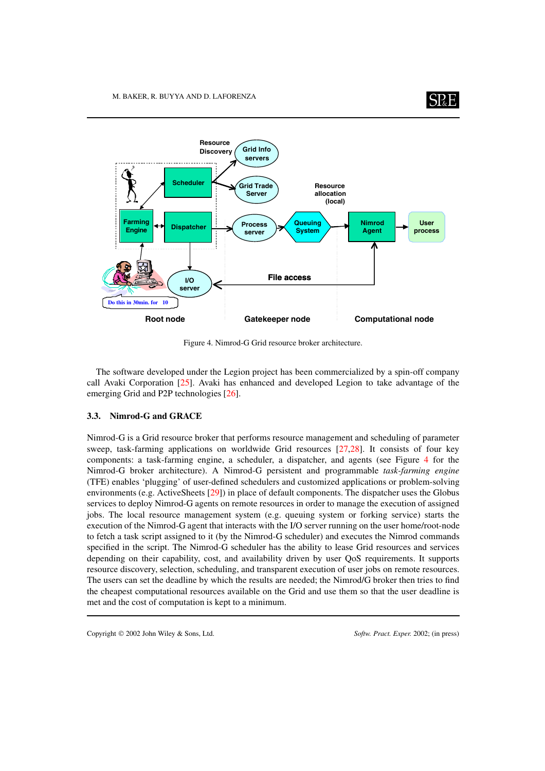Figure 4. Nimrod-G Grid resource broker architecture.

The software developed under the Legion project has been commercialized by a spin-off company call Avaki Corporation [25]. Avaki has enhanced and developed Legion to take advantage of the emerging Grid and P2P technologies [26].

### 3.3. Nimrod-G and GRACE

Nimrod-G is a Grid resource broker that performs resource management and scheduling of parameter sweep, task-farming applications on worldwide Grid resources [27,28]. It consists of four key components: a task-farming engine, a scheduler, a dispatcher, and agents (see Figure 4 for the Nimrod-G broker architecture). A Nimrod-G persistent and programmable *task-farming engine* (TFE) enables 'plugging' of user-defined schedulers and customized applications or problem-solving environments (e.g. ActiveSheets [29]) in place of default components. The dispatcher uses the Globus services to deploy Nimrod-G agents on remote resources in order to manage the execution of assigned jobs. The local resource management system (e.g. queuing system or forking service) starts the execution of the Nimrod-G agent that interacts with the I/O server running on the user home/root-node to fetch a task script assigned to it (by the Nimrod-G scheduler) and executes the Nimrod commands specified in the script. The Nimrod-G scheduler has the ability to lease Grid resources and services depending on their capability, cost, and availability driven by user QoS requirements. It supports resource discovery, selection, scheduling, and transparent execution of user jobs on remote resources. The users can set the deadline by which the results are needed; the Nimrod/G broker then tries to find the cheapest computational resources available on the Grid and use them so that the user deadline is met and the cost of computation is kept to a minimum.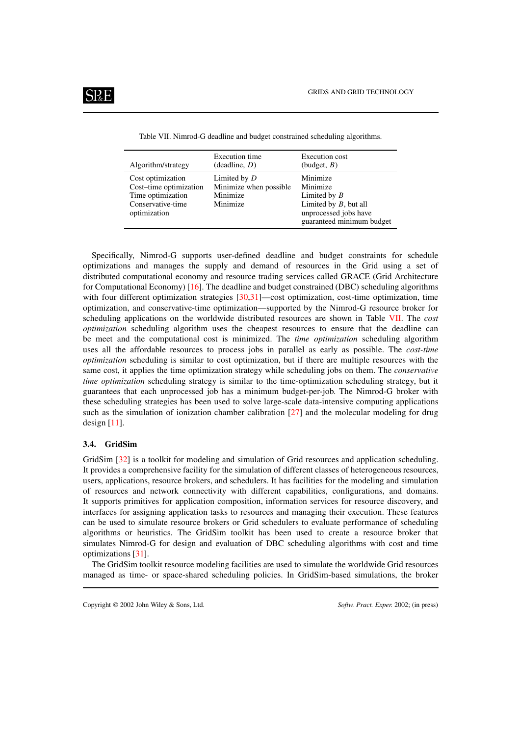Table VII. Nimrod-G deadline and budget constrained scheduling algorithms.

| Algorithm/strategy | Execution time (deadline, $D$) | Execution cost (budget, $B$) |
|---|---|---|
| Cost optimization | Limited by $D$ | Minimize |
| Cost–time optimization | Minimize when possible | Minimize |
| Time optimization | Minimize | Limited by $B$ |
| Conservative-time optimization | Minimize | Limited by $B$, but all unprocessed jobs have guaranteed minimum budget |

Specifically, Nimrod-G supports user-defined deadline and budget constraints for schedule optimizations and manages the supply and demand of resources in the Grid using a set of distributed computational economy and resource trading services called GRACE (Grid Architecture for Computational Economy) [16]. The deadline and budget constrained (DBC) scheduling algorithms with four different optimization strategies [30,31]—cost optimization, cost-time optimization, time optimization, and conservative-time optimization—supported by the Nimrod-G resource broker for scheduling applications on the worldwide distributed resources are shown in Table VII. The *cost optimization* scheduling algorithm uses the cheapest resources to ensure that the deadline can be meet and the computational cost is minimized. The *time optimization* scheduling algorithm uses all the affordable resources to process jobs in parallel as early as possible. The *cost-time optimization* scheduling is similar to cost optimization, but if there are multiple resources with the same cost, it applies the time optimization strategy while scheduling jobs on them. The *conservative time optimization* scheduling strategy is similar to the time-optimization scheduling strategy, but it guarantees that each unprocessed job has a minimum budget-per-job. The Nimrod-G broker with these scheduling strategies has been used to solve large-scale data-intensive computing applications such as the simulation of ionization chamber calibration [27] and the molecular modeling for drug design [11].

### 3.4. GridSim

GridSim [32] is a toolkit for modeling and simulation of Grid resources and application scheduling. It provides a comprehensive facility for the simulation of different classes of heterogeneous resources, users, applications, resource brokers, and schedulers. It has facilities for the modeling and simulation of resources and network connectivity with different capabilities, configurations, and domains. It supports primitives for application composition, information services for resource discovery, and interfaces for assigning application tasks to resources and managing their execution. These features can be used to simulate resource brokers or Grid schedulers to evaluate performance of scheduling algorithms or heuristics. The GridSim toolkit has been used to create a resource broker that simulates Nimrod-G for design and evaluation of DBC scheduling algorithms with cost and time optimizations [31].

The GridSim toolkit resource modeling facilities are used to simulate the worldwide Grid resources managed as time- or space-shared scheduling policies. In GridSim-based simulations, the broker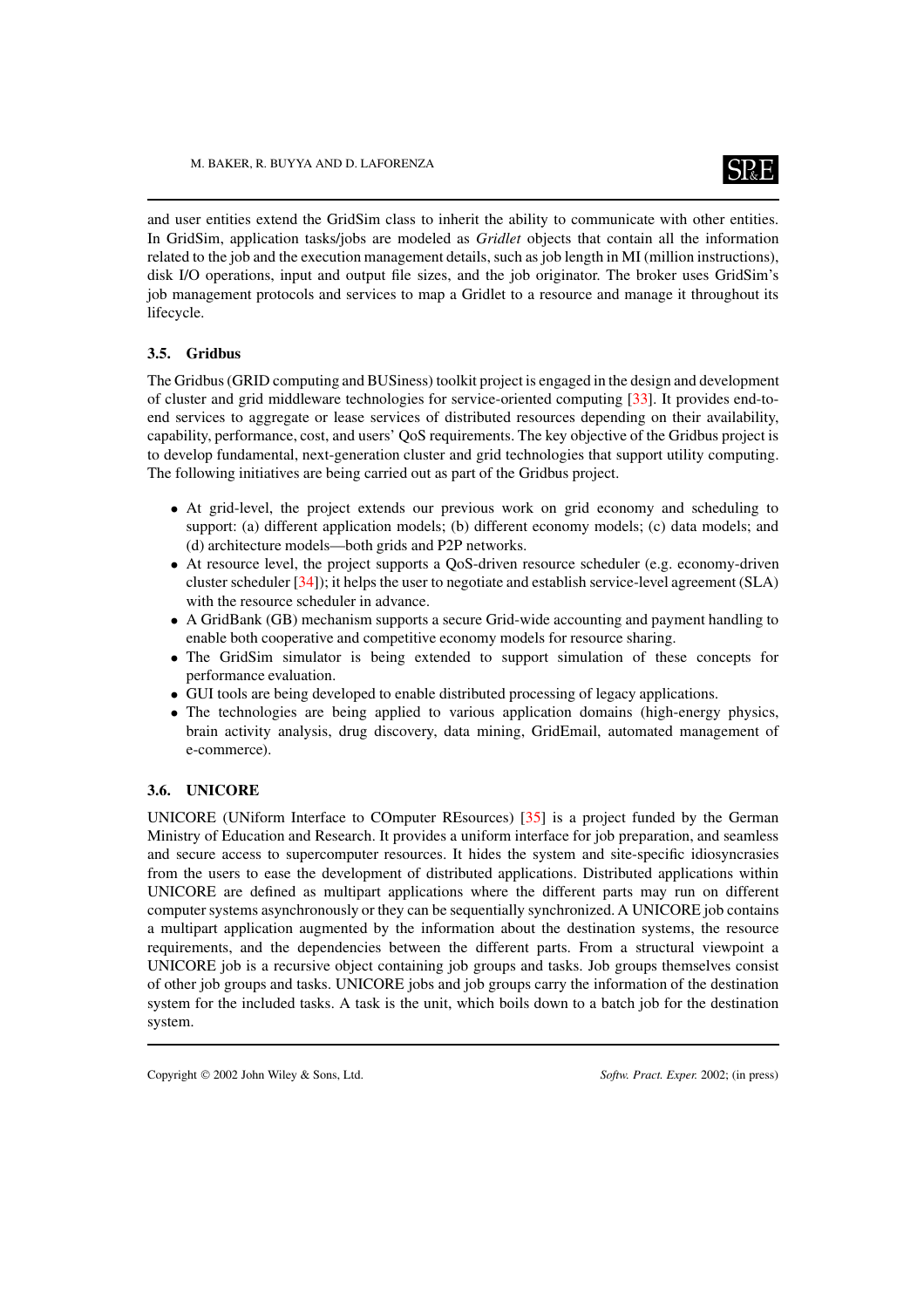and user entities extend the GridSim class to inherit the ability to communicate with other entities. In GridSim, application tasks/jobs are modeled as *Gridlet* objects that contain all the information related to the job and the execution management details, such as job length in MI (million instructions), disk I/O operations, input and output file sizes, and the job originator. The broker uses GridSim's job management protocols and services to map a Gridlet to a resource and manage it throughout its lifecycle.

### 3.5. Gridbus

The Gridbus (GRID computing and BUSiness) toolkit project is engaged in the design and development of cluster and grid middleware technologies for service-oriented computing [33]. It provides end-to-end services to aggregate or lease services of distributed resources depending on their availability, capability, performance, cost, and users' QoS requirements. The key objective of the Gridbus project is to develop fundamental, next-generation cluster and grid technologies that support utility computing. The following initiatives are being carried out as part of the Gridbus project.

- At grid-level, the project extends our previous work on grid economy and scheduling to support: (a) different application models; (b) different economy models; (c) data models; and (d) architecture models—both grids and P2P networks.
- At resource level, the project supports a QoS-driven resource scheduler (e.g. economy-driven cluster scheduler [34]); it helps the user to negotiate and establish service-level agreement (SLA) with the resource scheduler in advance.
- A GridBank (GB) mechanism supports a secure Grid-wide accounting and payment handling to enable both cooperative and competitive economy models for resource sharing.
- The GridSim simulator is being extended to support simulation of these concepts for performance evaluation.
- GUI tools are being developed to enable distributed processing of legacy applications.
- The technologies are being applied to various application domains (high-energy physics, brain activity analysis, drug discovery, data mining, GridEmail, automated management of e-commerce).

### 3.6. UNICORE

UNICORE (UNiform Interface to COmputer REsources) [35] is a project funded by the German Ministry of Education and Research. It provides a uniform interface for job preparation, and seamless and secure access to supercomputer resources. It hides the system and site-specific idiosyncrasies from the users to ease the development of distributed applications. Distributed applications within UNICORE are defined as multipart applications where the different parts may run on different computer systems asynchronously or they can be sequentially synchronized. A UNICORE job contains a multipart application augmented by the information about the destination systems, the resource requirements, and the dependencies between the different parts. From a structural viewpoint a UNICORE job is a recursive object containing job groups and tasks. Job groups themselves consist of other job groups and tasks. UNICORE jobs and job groups carry the information of the destination system for the included tasks. A task is the unit, which boils down to a batch job for the destination system.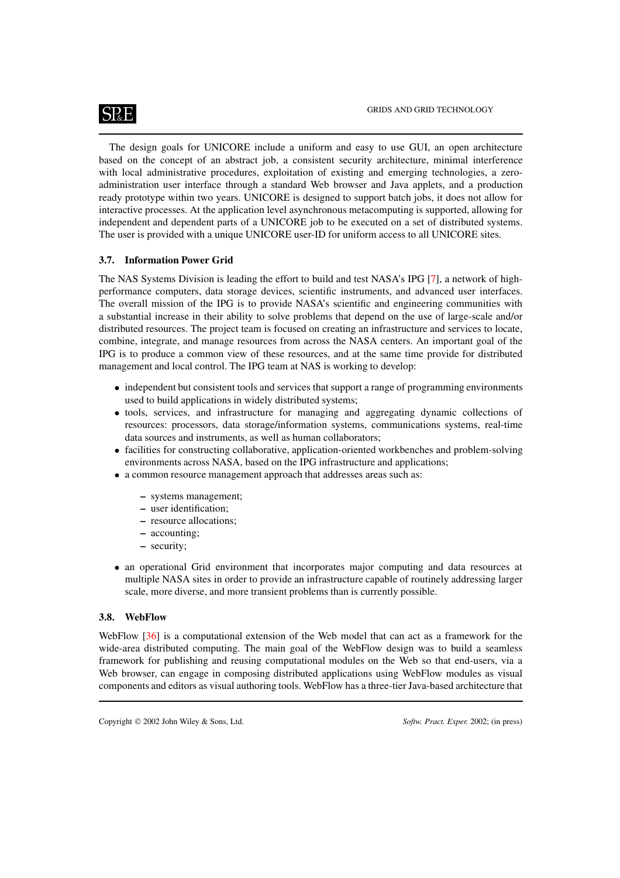The design goals for UNICORE include a uniform and easy to use GUI, an open architecture based on the concept of an abstract job, a consistent security architecture, minimal interference with local administrative procedures, exploitation of existing and emerging technologies, a zero-administration user interface through a standard Web browser and Java applets, and a production ready prototype within two years. UNICORE is designed to support batch jobs, it does not allow for interactive processes. At the application level asynchronous metacomputing is supported, allowing for independent and dependent parts of a UNICORE job to be executed on a set of distributed systems. The user is provided with a unique UNICORE user-ID for uniform access to all UNICORE sites.

### 3.7. Information Power Grid

The NAS Systems Division is leading the effort to build and test NASA's IPG [7], a network of high-performance computers, data storage devices, scientific instruments, and advanced user interfaces. The overall mission of the IPG is to provide NASA's scientific and engineering communities with a substantial increase in their ability to solve problems that depend on the use of large-scale and/or distributed resources. The project team is focused on creating an infrastructure and services to locate, combine, integrate, and manage resources from across the NASA centers. An important goal of the IPG is to produce a common view of these resources, and at the same time provide for distributed management and local control. The IPG team at NAS is working to develop:

- independent but consistent tools and services that support a range of programming environments used to build applications in widely distributed systems;
- tools, services, and infrastructure for managing and aggregating dynamic collections of resources: processors, data storage/information systems, communications systems, real-time data sources and instruments, as well as human collaborators;
- facilities for constructing collaborative, application-oriented workbenches and problem-solving environments across NASA, based on the IPG infrastructure and applications;
- a common resource management approach that addresses areas such as:
  - systems management;
  - user identification;
  - resource allocations;
  - accounting;
  - security;
- an operational Grid environment that incorporates major computing and data resources at multiple NASA sites in order to provide an infrastructure capable of routinely addressing larger scale, more diverse, and more transient problems than is currently possible.

### 3.8. WebFlow

WebFlow [36] is a computational extension of the Web model that can act as a framework for the wide-area distributed computing. The main goal of the WebFlow design was to build a seamless framework for publishing and reusing computational modules on the Web so that end-users, via a Web browser, can engage in composing distributed applications using WebFlow modules as visual components and editors as visual authoring tools. WebFlow has a three-tier Java-based architecture that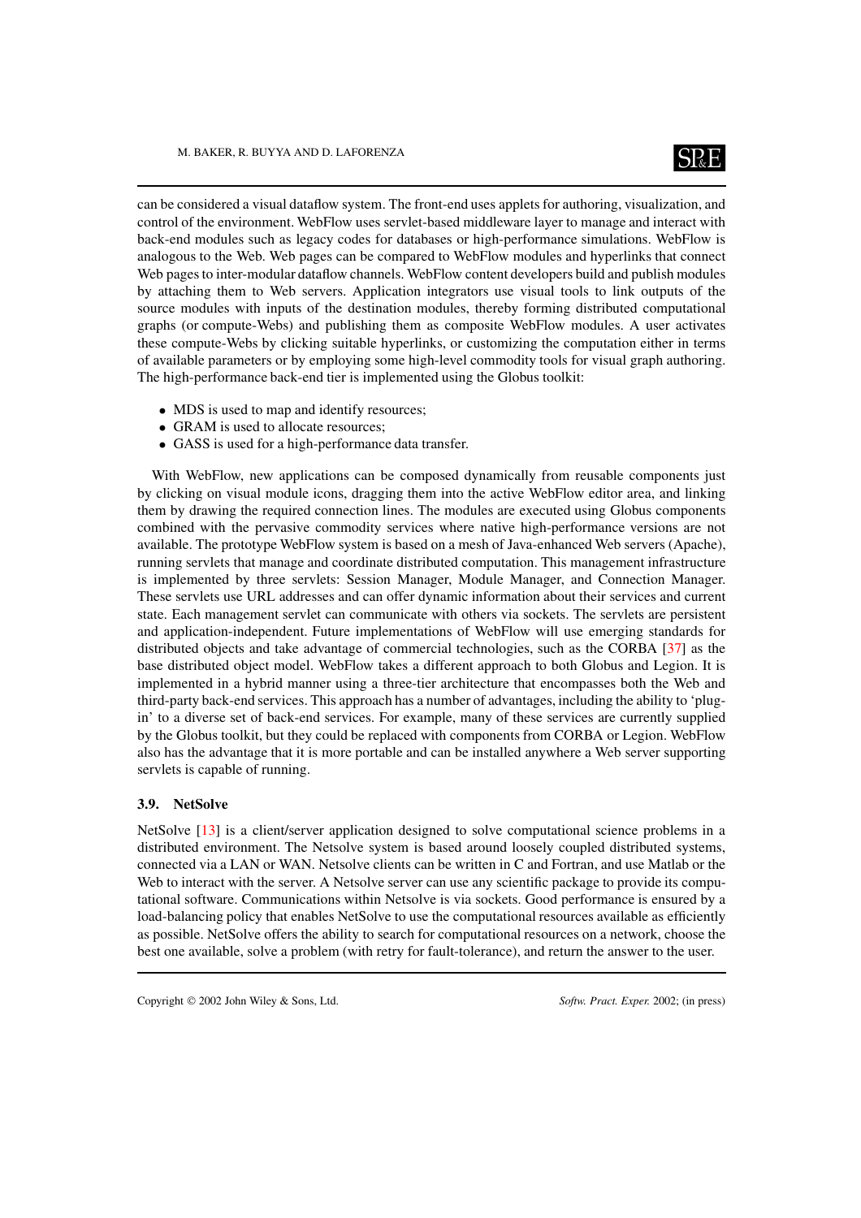can be considered a visual dataflow system. The front-end uses applets for authoring, visualization, and control of the environment. WebFlow uses servlet-based middleware layer to manage and interact with back-end modules such as legacy codes for databases or high-performance simulations. WebFlow is analogous to the Web. Web pages can be compared to WebFlow modules and hyperlinks that connect Web pages to inter-modular dataflow channels. WebFlow content developers build and publish modules by attaching them to Web servers. Application integrators use visual tools to link outputs of the source modules with inputs of the destination modules, thereby forming distributed computational graphs (or compute-Webs) and publishing them as composite WebFlow modules. A user activates these compute-Webs by clicking suitable hyperlinks, or customizing the computation either in terms of available parameters or by employing some high-level commodity tools for visual graph authoring. The high-performance back-end tier is implemented using the Globus toolkit:

- MDS is used to map and identify resources;
- GRAM is used to allocate resources;
- GASS is used for a high-performance data transfer.

With WebFlow, new applications can be composed dynamically from reusable components just by clicking on visual module icons, dragging them into the active WebFlow editor area, and linking them by drawing the required connection lines. The modules are executed using Globus components combined with the pervasive commodity services where native high-performance versions are not available. The prototype WebFlow system is based on a mesh of Java-enhanced Web servers (Apache), running servlets that manage and coordinate distributed computation. This management infrastructure is implemented by three servlets: Session Manager, Module Manager, and Connection Manager. These servlets use URL addresses and can offer dynamic information about their services and current state. Each management servlet can communicate with others via sockets. The servlets are persistent and application-independent. Future implementations of WebFlow will use emerging standards for distributed objects and take advantage of commercial technologies, such as the CORBA [37] as the base distributed object model. WebFlow takes a different approach to both Globus and Legion. It is implemented in a hybrid manner using a three-tier architecture that encompasses both the Web and third-party back-end services. This approach has a number of advantages, including the ability to 'plug-in' to a diverse set of back-end services. For example, many of these services are currently supplied by the Globus toolkit, but they could be replaced with components from CORBA or Legion. WebFlow also has the advantage that it is more portable and can be installed anywhere a Web server supporting servlets is capable of running.

### 3.9. NetSolve

NetSolve [13] is a client/server application designed to solve computational science problems in a distributed environment. The Netsolve system is based around loosely coupled distributed systems, connected via a LAN or WAN. Netsolve clients can be written in C and Fortran, and use Matlab or the Web to interact with the server. A Netsolve server can use any scientific package to provide its computational software. Communications within Netsolve is via sockets. Good performance is ensured by a load-balancing policy that enables NetSolve to use the computational resources available as efficiently as possible. NetSolve offers the ability to search for computational resources on a network, choose the best one available, solve a problem (with retry for fault-tolerance), and return the answer to the user.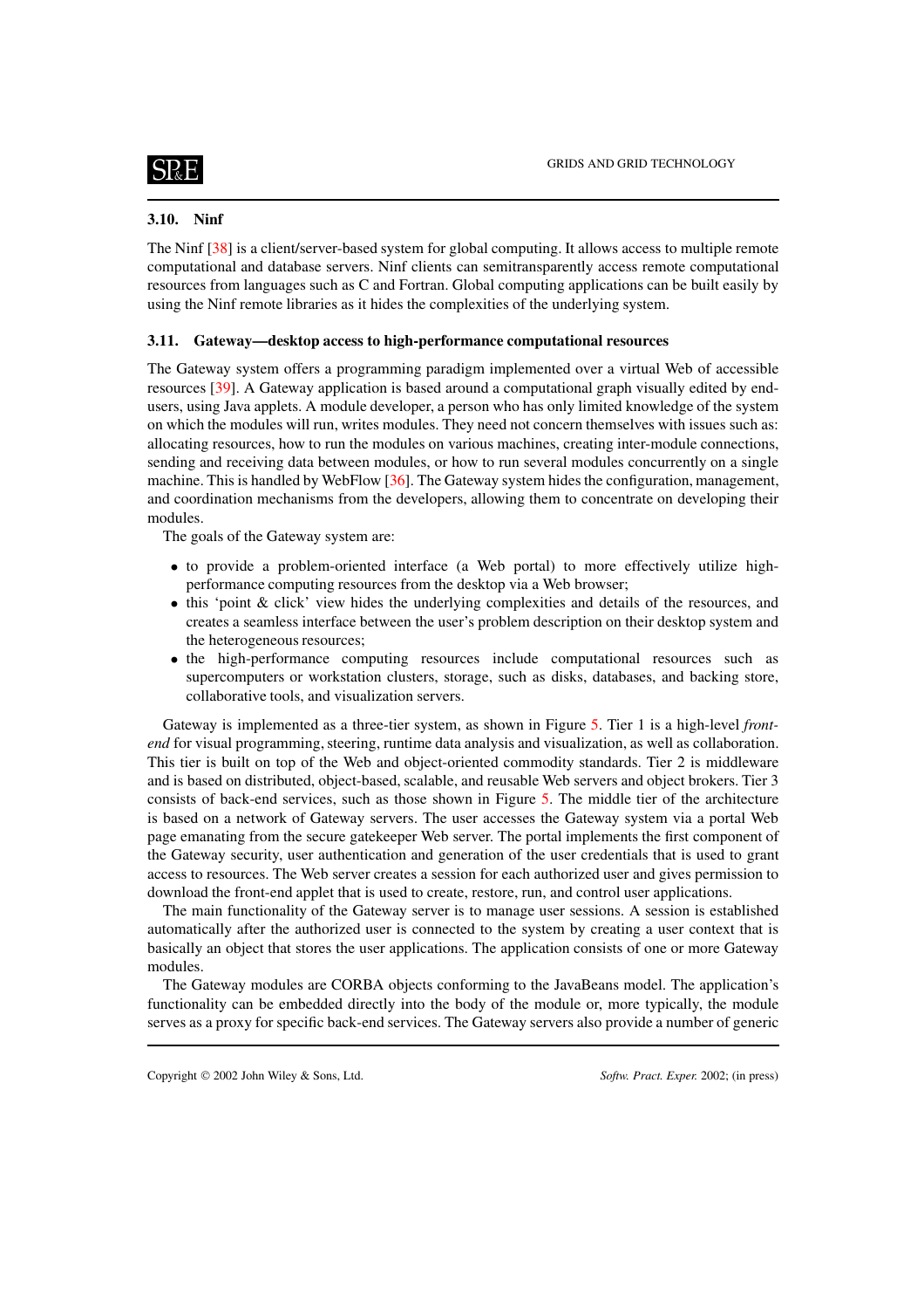### 3.10. Ninf

The Ninf [38] is a client/server-based system for global computing. It allows access to multiple remote computational and database servers. Ninf clients can semitransparently access remote computational resources from languages such as C and Fortran. Global computing applications can be built easily by using the Ninf remote libraries as it hides the complexities of the underlying system.

### 3.11. Gateway—desktop access to high-performance computational resources

The Gateway system offers a programming paradigm implemented over a virtual Web of accessible resources [39]. A Gateway application is based around a computational graph visually edited by end-users, using Java applets. A module developer, a person who has only limited knowledge of the system on which the modules will run, writes modules. They need not concern themselves with issues such as: allocating resources, how to run the modules on various machines, creating inter-module connections, sending and receiving data between modules, or how to run several modules concurrently on a single machine. This is handled by WebFlow [36]. The Gateway system hides the configuration, management, and coordination mechanisms from the developers, allowing them to concentrate on developing their modules.

The goals of the Gateway system are:

- to provide a problem-oriented interface (a Web portal) to more effectively utilize high-performance computing resources from the desktop via a Web browser;
- this 'point & click' view hides the underlying complexities and details of the resources, and creates a seamless interface between the user's problem description on their desktop system and the heterogeneous resources;
- the high-performance computing resources include computational resources such as supercomputers or workstation clusters, storage, such as disks, databases, and backing store, collaborative tools, and visualization servers.

Gateway is implemented as a three-tier system, as shown in Figure 5. Tier 1 is a high-level *front-end* for visual programming, steering, runtime data analysis and visualization, as well as collaboration. This tier is built on top of the Web and object-oriented commodity standards. Tier 2 is middleware and is based on distributed, object-based, scalable, and reusable Web servers and object brokers. Tier 3 consists of back-end services, such as those shown in Figure 5. The middle tier of the architecture is based on a network of Gateway servers. The user accesses the Gateway system via a portal Web page emanating from the secure gatekeeper Web server. The portal implements the first component of the Gateway security, user authentication and generation of the user credentials that is used to grant access to resources. The Web server creates a session for each authorized user and gives permission to download the front-end applet that is used to create, restore, run, and control user applications.

The main functionality of the Gateway server is to manage user sessions. A session is established automatically after the authorized user is connected to the system by creating a user context that is basically an object that stores the user applications. The application consists of one or more Gateway modules.

The Gateway modules are CORBA objects conforming to the JavaBeans model. The application's functionality can be embedded directly into the body of the module or, more typically, the module serves as a proxy for specific back-end services. The Gateway servers also provide a number of generic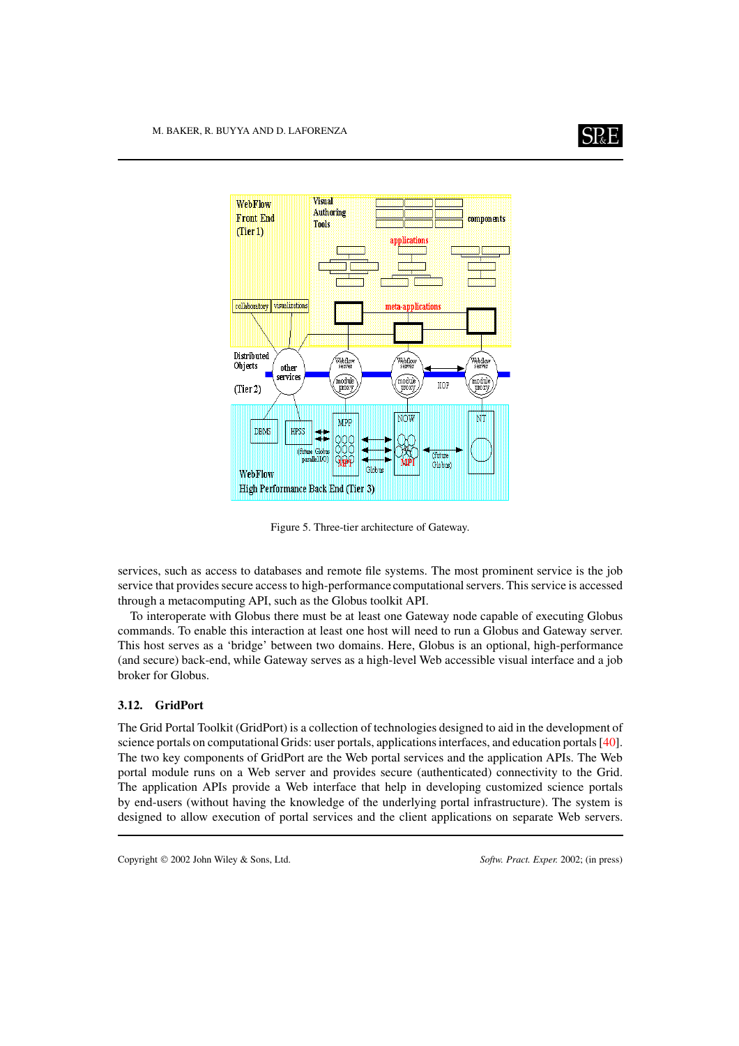Figure 5. Three-tier architecture of Gateway.

services, such as access to databases and remote file systems. The most prominent service is the job service that provides secure access to high-performance computational servers. This service is accessed through a metacomputing API, such as the Globus toolkit API.

To interoperate with Globus there must be at least one Gateway node capable of executing Globus commands. To enable this interaction at least one host will need to run a Globus and Gateway server. This host serves as a 'bridge' between two domains. Here, Globus is an optional, high-performance (and secure) back-end, while Gateway serves as a high-level Web accessible visual interface and a job broker for Globus.

### 3.12. GridPort

The Grid Portal Toolkit (GridPort) is a collection of technologies designed to aid in the development of science portals on computational Grids: user portals, applications interfaces, and education portals [40]. The two key components of GridPort are the Web portal services and the application APIs. The Web portal module runs on a Web server and provides secure (authenticated) connectivity to the Grid. The application APIs provide a Web interface that help in developing customized science portals by end-users (without having the knowledge of the underlying portal infrastructure). The system is designed to allow execution of portal services and the client applications on separate Web servers.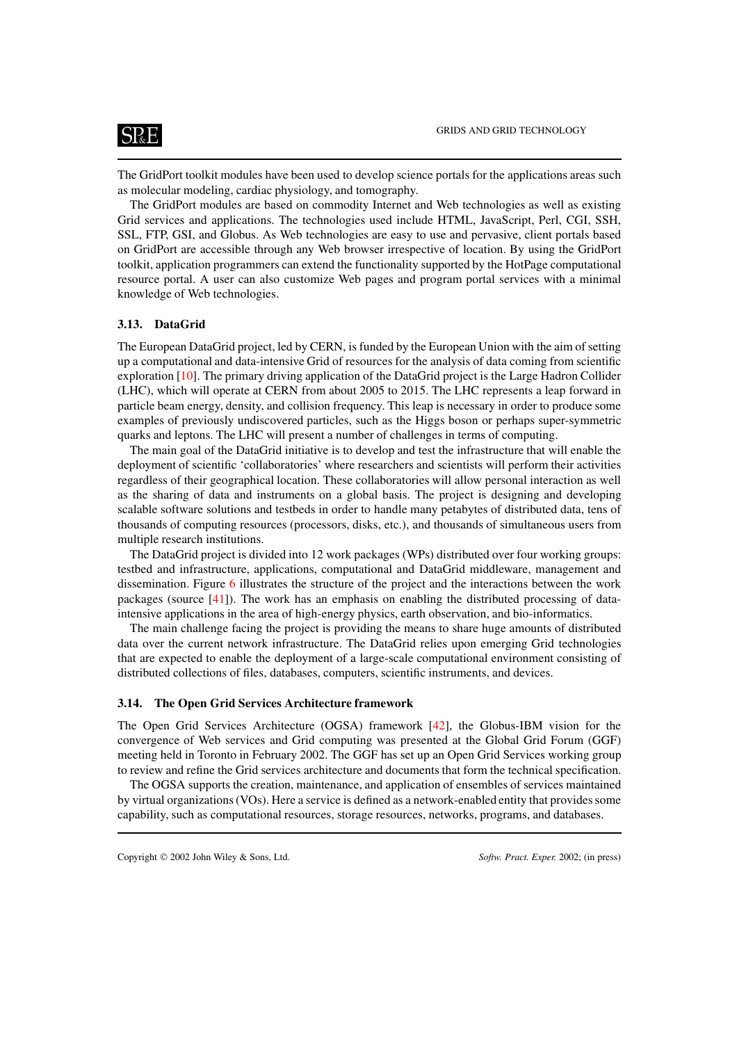The GridPort toolkit modules have been used to develop science portals for the applications areas such as molecular modeling, cardiac physiology, and tomography.

The GridPort modules are based on commodity Internet and Web technologies as well as existing Grid services and applications. The technologies used include HTML, JavaScript, Perl, CGI, SSH, SSL, FTP, GSI, and Globus. As Web technologies are easy to use and pervasive, client portals based on GridPort are accessible through any Web browser irrespective of location. By using the GridPort toolkit, application programmers can extend the functionality supported by the HotPage computational resource portal. A user can also customize Web pages and program portal services with a minimal knowledge of Web technologies.

### 3.13. DataGrid

The European DataGrid project, led by CERN, is funded by the European Union with the aim of setting up a computational and data-intensive Grid of resources for the analysis of data coming from scientific exploration [10]. The primary driving application of the DataGrid project is the Large Hadron Collider (LHC), which will operate at CERN from about 2005 to 2015. The LHC represents a leap forward in particle beam energy, density, and collision frequency. This leap is necessary in order to produce some examples of previously undiscovered particles, such as the Higgs boson or perhaps super-symmetric quarks and leptons. The LHC will present a number of challenges in terms of computing.

The main goal of the DataGrid initiative is to develop and test the infrastructure that will enable the deployment of scientific 'collaboratories' where researchers and scientists will perform their activities regardless of their geographical location. These collaboratories will allow personal interaction as well as the sharing of data and instruments on a global basis. The project is designing and developing scalable software solutions and testbeds in order to handle many petabytes of distributed data, tens of thousands of computing resources (processors, disks, etc.), and thousands of simultaneous users from multiple research institutions.

The DataGrid project is divided into 12 work packages (WPs) distributed over four working groups: testbed and infrastructure, applications, computational and DataGrid middleware, management and dissemination. Figure 6 illustrates the structure of the project and the interactions between the work packages (source [41]). The work has an emphasis on enabling the distributed processing of data-intensive applications in the area of high-energy physics, earth observation, and bio-informatics.

The main challenge facing the project is providing the means to share huge amounts of distributed data over the current network infrastructure. The DataGrid relies upon emerging Grid technologies that are expected to enable the deployment of a large-scale computational environment consisting of distributed collections of files, databases, computers, scientific instruments, and devices.

### 3.14. The Open Grid Services Architecture framework

The Open Grid Services Architecture (OGSA) framework [42], the Globus-IBM vision for the convergence of Web services and Grid computing was presented at the Global Grid Forum (GGF) meeting held in Toronto in February 2002. The GGF has set up an Open Grid Services working group to review and refine the Grid services architecture and documents that form the technical specification.

The OGSA supports the creation, maintenance, and application of ensembles of services maintained by virtual organizations (VOs). Here a service is defined as a network-enabled entity that provides some capability, such as computational resources, storage resources, networks, programs, and databases.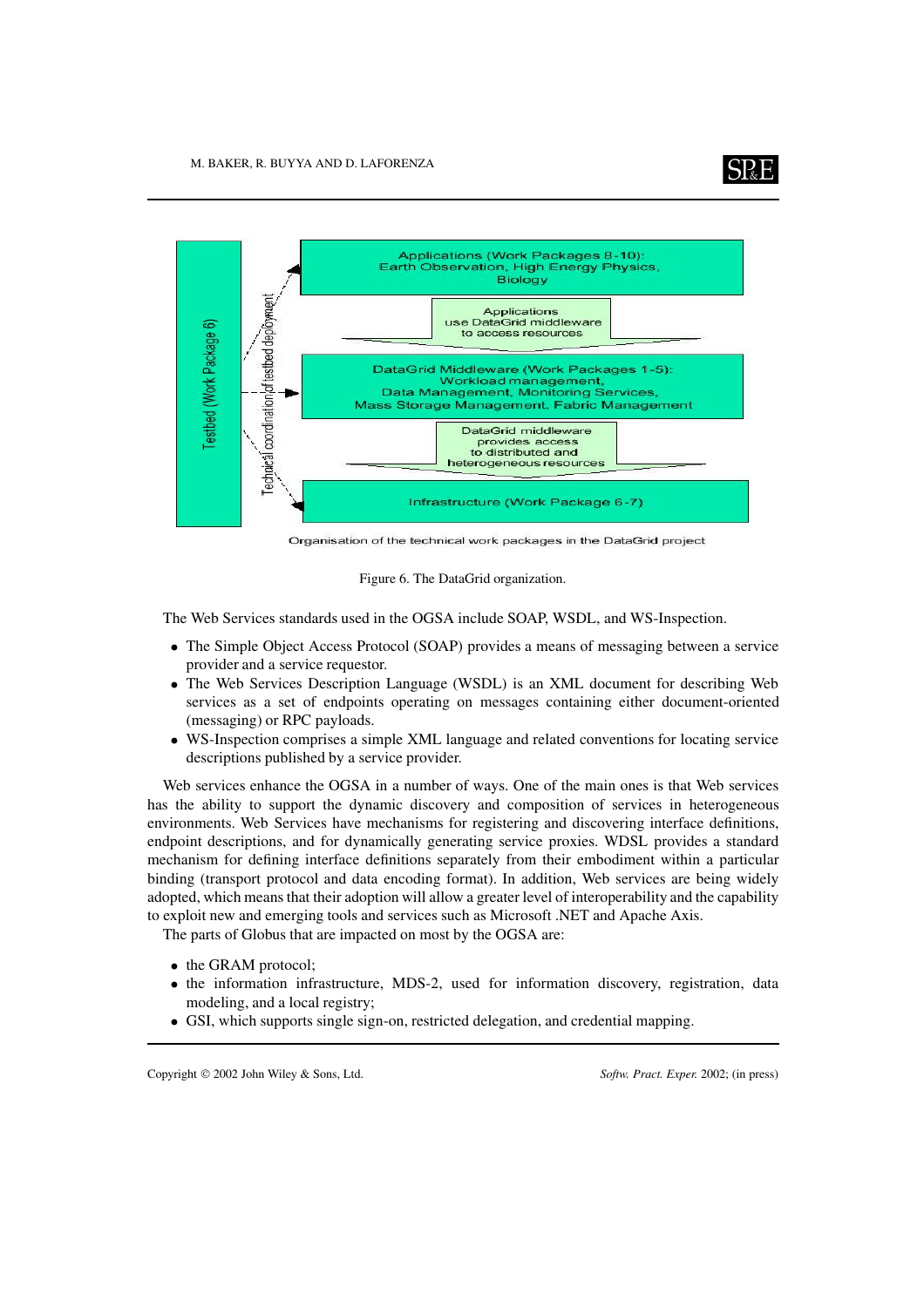Figure 6. The DataGrid organization.

The Web Services standards used in the OGSA include SOAP, WSDL, and WS-Inspection.

- The Simple Object Access Protocol (SOAP) provides a means of messaging between a service provider and a service requestor.
- The Web Services Description Language (WSDL) is an XML document for describing Web services as a set of endpoints operating on messages containing either document-oriented (messaging) or RPC payloads.
- WS-Inspection comprises a simple XML language and related conventions for locating service descriptions published by a service provider.

Web services enhance the OGSA in a number of ways. One of the main ones is that Web services has the ability to support the dynamic discovery and composition of services in heterogeneous environments. Web Services have mechanisms for registering and discovering interface definitions, endpoint descriptions, and for dynamically generating service proxies. WDSL provides a standard mechanism for defining interface definitions separately from their embodiment within a particular binding (transport protocol and data encoding format). In addition, Web services are being widely adopted, which means that their adoption will allow a greater level of interoperability and the capability to exploit new and emerging tools and services such as Microsoft .NET and Apache Axis.

The parts of Globus that are impacted on most by the OGSA are:

- the GRAM protocol;
- the information infrastructure, MDS-2, used for information discovery, registration, data modeling, and a local registry;
- GSI, which supports single sign-on, restricted delegation, and credential mapping.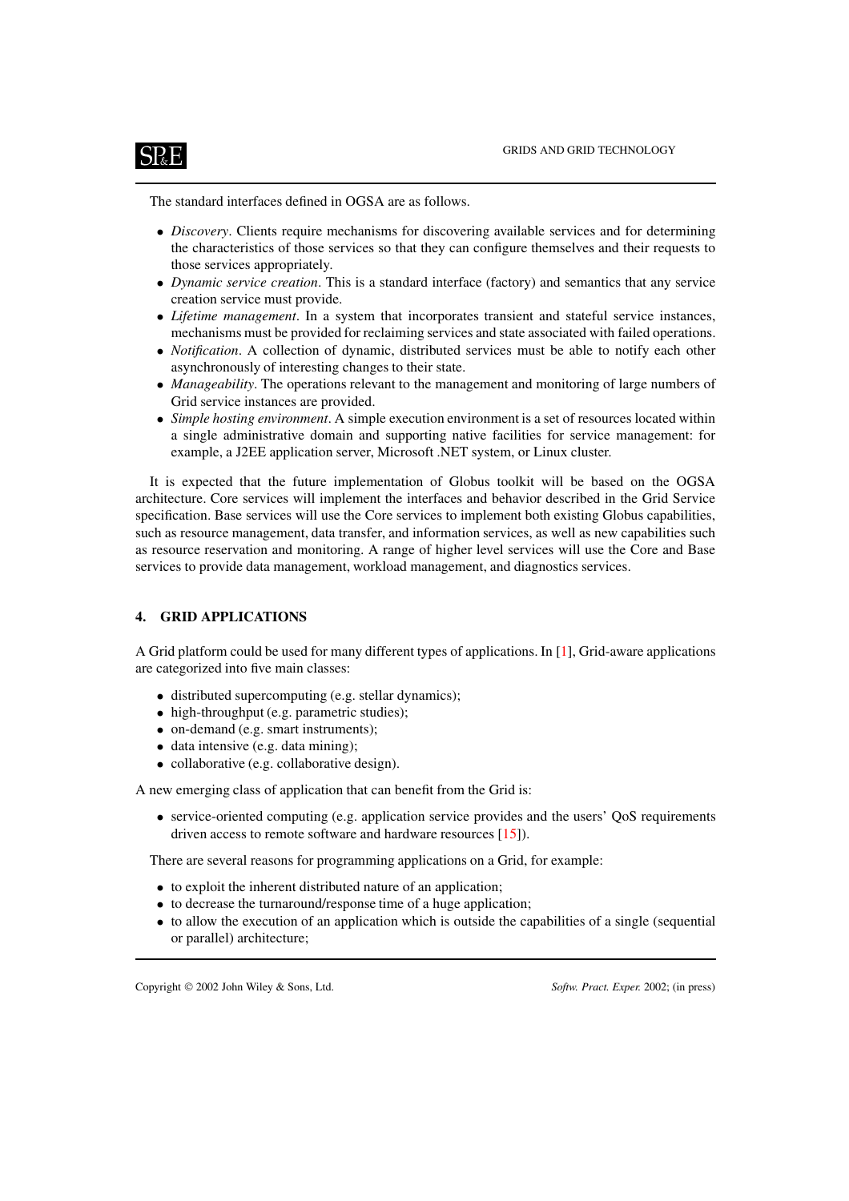The standard interfaces defined in OGSA are as follows.

- *Discovery*. Clients require mechanisms for discovering available services and for determining the characteristics of those services so that they can configure themselves and their requests to those services appropriately.
- *Dynamic service creation*. This is a standard interface (factory) and semantics that any service creation service must provide.
- *Lifetime management*. In a system that incorporates transient and stateful service instances, mechanisms must be provided for reclaiming services and state associated with failed operations.
- *Notification*. A collection of dynamic, distributed services must be able to notify each other asynchronously of interesting changes to their state.
- *Manageability*. The operations relevant to the management and monitoring of large numbers of Grid service instances are provided.
- *Simple hosting environment*. A simple execution environment is a set of resources located within a single administrative domain and supporting native facilities for service management: for example, a J2EE application server, Microsoft .NET system, or Linux cluster.

It is expected that the future implementation of Globus toolkit will be based on the OGSA architecture. Core services will implement the interfaces and behavior described in the Grid Service specification. Base services will use the Core services to implement both existing Globus capabilities, such as resource management, data transfer, and information services, as well as new capabilities such as resource reservation and monitoring. A range of higher level services will use the Core and Base services to provide data management, workload management, and diagnostics services.

## 4. GRID APPLICATIONS

A Grid platform could be used for many different types of applications. In [1], Grid-aware applications are categorized into five main classes:

- distributed supercomputing (e.g. stellar dynamics);
- high-throughput (e.g. parametric studies);
- on-demand (e.g. smart instruments);
- data intensive (e.g. data mining);
- collaborative (e.g. collaborative design).

A new emerging class of application that can benefit from the Grid is:

- service-oriented computing (e.g. application service provides and the users' QoS requirements driven access to remote software and hardware resources [15]).

There are several reasons for programming applications on a Grid, for example:

- to exploit the inherent distributed nature of an application;
- to decrease the turnaround/response time of a huge application;
- to allow the execution of an application which is outside the capabilities of a single (sequential or parallel) architecture;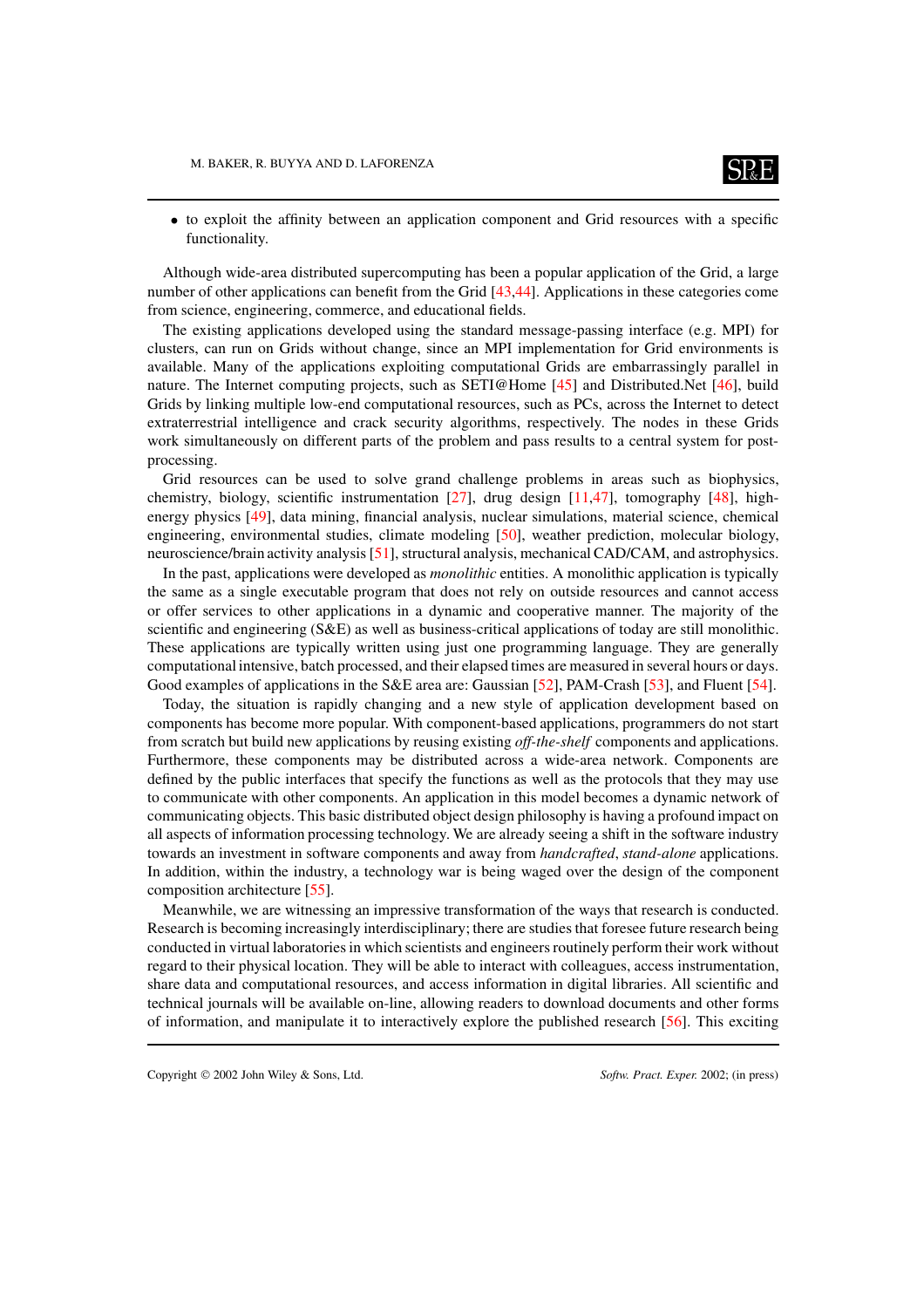- to exploit the affinity between an application component and Grid resources with a specific functionality.

Although wide-area distributed supercomputing has been a popular application of the Grid, a large number of other applications can benefit from the Grid [43,44]. Applications in these categories come from science, engineering, commerce, and educational fields.

The existing applications developed using the standard message-passing interface (e.g. MPI) for clusters, can run on Grids without change, since an MPI implementation for Grid environments is available. Many of the applications exploiting computational Grids are embarrassingly parallel in nature. The Internet computing projects, such as SETI@Home [45] and Distributed.Net [46], build Grids by linking multiple low-end computational resources, such as PCs, across the Internet to detect extraterrestrial intelligence and crack security algorithms, respectively. The nodes in these Grids work simultaneously on different parts of the problem and pass results to a central system for post-processing.

Grid resources can be used to solve grand challenge problems in areas such as biophysics, chemistry, biology, scientific instrumentation [27], drug design [11,47], tomography [48], high-energy physics [49], data mining, financial analysis, nuclear simulations, material science, chemical engineering, environmental studies, climate modeling [50], weather prediction, molecular biology, neuroscience/brain activity analysis [51], structural analysis, mechanical CAD/CAM, and astrophysics.

In the past, applications were developed as *monolithic* entities. A monolithic application is typically the same as a single executable program that does not rely on outside resources and cannot access or offer services to other applications in a dynamic and cooperative manner. The majority of the scientific and engineering (S&E) as well as business-critical applications of today are still monolithic. These applications are typically written using just one programming language. They are generally computational intensive, batch processed, and their elapsed times are measured in several hours or days. Good examples of applications in the S&E area are: Gaussian [52], PAM-Crash [53], and Fluent [54].

Today, the situation is rapidly changing and a new style of application development based on components has become more popular. With component-based applications, programmers do not start from scratch but build new applications by reusing existing *off-the-shelf* components and applications. Furthermore, these components may be distributed across a wide-area network. Components are defined by the public interfaces that specify the functions as well as the protocols that they may use to communicate with other components. An application in this model becomes a dynamic network of communicating objects. This basic distributed object design philosophy is having a profound impact on all aspects of information processing technology. We are already seeing a shift in the software industry towards an investment in software components and away from *handcrafted*, *stand-alone* applications. In addition, within the industry, a technology war is being waged over the design of the component composition architecture [55].

Meanwhile, we are witnessing an impressive transformation of the ways that research is conducted. Research is becoming increasingly interdisciplinary; there are studies that foresee future research being conducted in virtual laboratories in which scientists and engineers routinely perform their work without regard to their physical location. They will be able to interact with colleagues, access instrumentation, share data and computational resources, and access information in digital libraries. All scientific and technical journals will be available on-line, allowing readers to download documents and other forms of information, and manipulate it to interactively explore the published research [56]. This exciting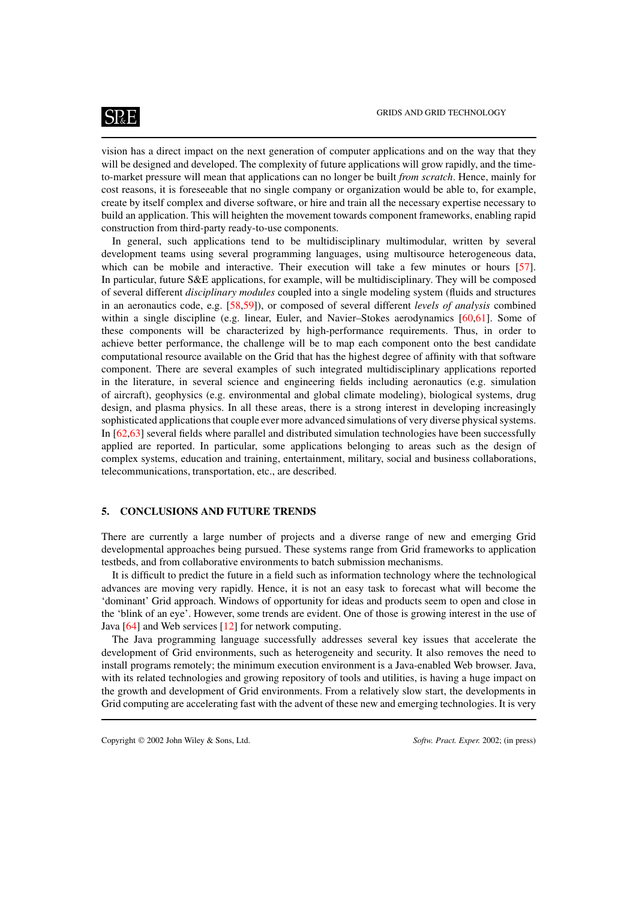vision has a direct impact on the next generation of computer applications and on the way that they will be designed and developed. The complexity of future applications will grow rapidly, and the time-to-market pressure will mean that applications can no longer be built *from scratch*. Hence, mainly for cost reasons, it is foreseeable that no single company or organization would be able to, for example, create by itself complex and diverse software, or hire and train all the necessary expertise necessary to build an application. This will heighten the movement towards component frameworks, enabling rapid construction from third-party ready-to-use components.

In general, such applications tend to be multidisciplinary multimodular, written by several development teams using several programming languages, using multisource heterogeneous data, which can be mobile and interactive. Their execution will take a few minutes or hours [57]. In particular, future S&E applications, for example, will be multidisciplinary. They will be composed of several different *disciplinary modules* coupled into a single modeling system (fluids and structures in an aeronautics code, e.g. [58,59]), or composed of several different *levels of analysis* combined within a single discipline (e.g. linear, Euler, and Navier–Stokes aerodynamics [60,61]. Some of these components will be characterized by high-performance requirements. Thus, in order to achieve better performance, the challenge will be to map each component onto the best candidate computational resource available on the Grid that has the highest degree of affinity with that software component. There are several examples of such integrated multidisciplinary applications reported in the literature, in several science and engineering fields including aeronautics (e.g. simulation of aircraft), geophysics (e.g. environmental and global climate modeling), biological systems, drug design, and plasma physics. In all these areas, there is a strong interest in developing increasingly sophisticated applications that couple ever more advanced simulations of very diverse physical systems. In [62,63] several fields where parallel and distributed simulation technologies have been successfully applied are reported. In particular, some applications belonging to areas such as the design of complex systems, education and training, entertainment, military, social and business collaborations, telecommunications, transportation, etc., are described.

## 5. CONCLUSIONS AND FUTURE TRENDS

There are currently a large number of projects and a diverse range of new and emerging Grid developmental approaches being pursued. These systems range from Grid frameworks to application testbeds, and from collaborative environments to batch submission mechanisms.

It is difficult to predict the future in a field such as information technology where the technological advances are moving very rapidly. Hence, it is not an easy task to forecast what will become the 'dominant' Grid approach. Windows of opportunity for ideas and products seem to open and close in the 'blink of an eye'. However, some trends are evident. One of those is growing interest in the use of Java [64] and Web services [12] for network computing.

The Java programming language successfully addresses several key issues that accelerate the development of Grid environments, such as heterogeneity and security. It also removes the need to install programs remotely; the minimum execution environment is a Java-enabled Web browser. Java, with its related technologies and growing repository of tools and utilities, is having a huge impact on the growth and development of Grid environments. From a relatively slow start, the developments in Grid computing are accelerating fast with the advent of these new and emerging technologies. It is very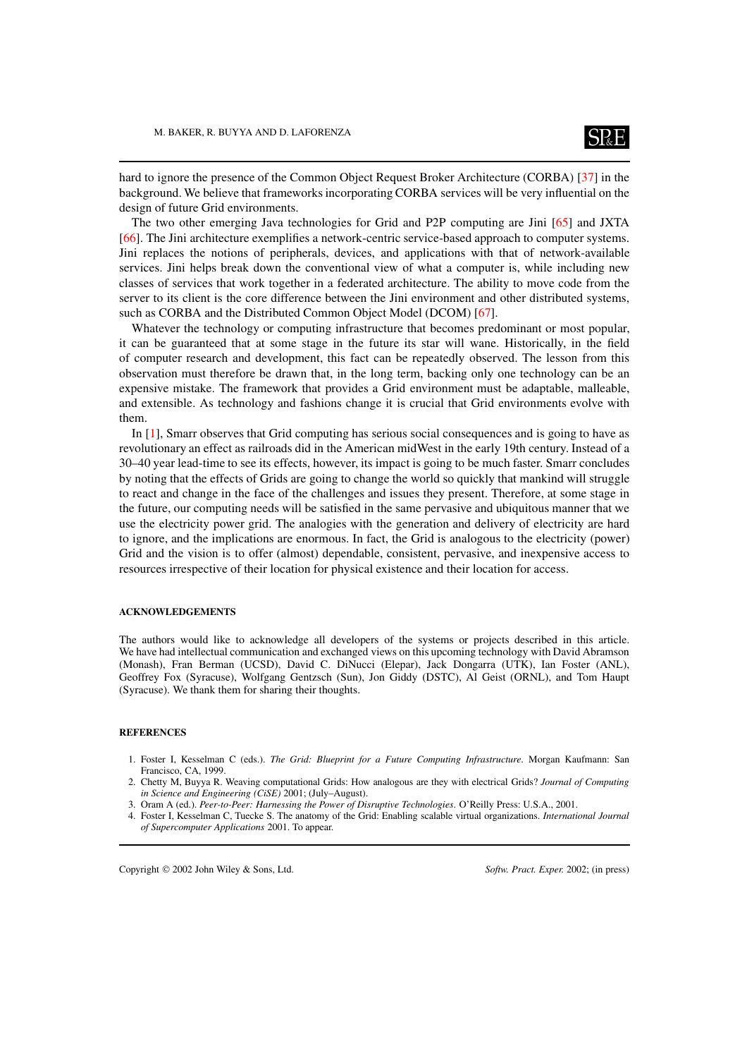hard to ignore the presence of the Common Object Request Broker Architecture (CORBA) [37] in the background. We believe that frameworks incorporating CORBA services will be very influential on the design of future Grid environments.

The two other emerging Java technologies for Grid and P2P computing are Jini [65] and JXTA [66]. The Jini architecture exemplifies a network-centric service-based approach to computer systems. Jini replaces the notions of peripherals, devices, and applications with that of network-available services. Jini helps break down the conventional view of what a computer is, while including new classes of services that work together in a federated architecture. The ability to move code from the server to its client is the core difference between the Jini environment and other distributed systems, such as CORBA and the Distributed Common Object Model (DCOM) [67].

Whatever the technology or computing infrastructure that becomes predominant or most popular, it can be guaranteed that at some stage in the future its star will wane. Historically, in the field of computer research and development, this fact can be repeatedly observed. The lesson from this observation must therefore be drawn that, in the long term, backing only one technology can be an expensive mistake. The framework that provides a Grid environment must be adaptable, malleable, and extensible. As technology and fashions change it is crucial that Grid environments evolve with them.

In [1], Smarr observes that Grid computing has serious social consequences and is going to have as revolutionary an effect as railroads did in the American midWest in the early 19th century. Instead of a 30–40 year lead-time to see its effects, however, its impact is going to be much faster. Smarr concludes by noting that the effects of Grids are going to change the world so quickly that mankind will struggle to react and change in the face of the challenges and issues they present. Therefore, at some stage in the future, our computing needs will be satisfied in the same pervasive and ubiquitous manner that we use the electricity power grid. The analogies with the generation and delivery of electricity are hard to ignore, and the implications are enormous. In fact, the Grid is analogous to the electricity (power) Grid and the vision is to offer (almost) dependable, consistent, pervasive, and inexpensive access to resources irrespective of their location for physical existence and their location for access.

### ACKNOWLEDGEMENTS

The authors would like to acknowledge all developers of the systems or projects described in this article. We have had intellectual communication and exchanged views on this upcoming technology with David Abramson (Monash), Fran Berman (UCSD), David C. DiNucci (Elepar), Jack Dongarra (UTK), Ian Foster (ANL), Geoffrey Fox (Syracuse), Wolfgang Gentzsch (Sun), Jon Giddy (DSTC), Al Geist (ORNL), and Tom Haupt (Syracuse). We thank them for sharing their thoughts.

### REFERENCES

1. Foster I, Kesselman C (eds.). *The Grid: Blueprint for a Future Computing Infrastructure*. Morgan Kaufmann: San Francisco, CA, 1999.
2. Chetty M, Buyya R. Weaving computational Grids: How analogous are they with electrical Grids? *Journal of Computing in Science and Engineering (CiSE)* 2001; (July–August).
3. Oram A (ed.). *Peer-to-Peer: Harnessing the Power of Disruptive Technologies*. O'Reilly Press: U.S.A., 2001.
4. Foster I, Kesselman C, Tuecke S. The anatomy of the Grid: Enabling scalable virtual organizations. *International Journal of Supercomputer Applications* 2001. To appear.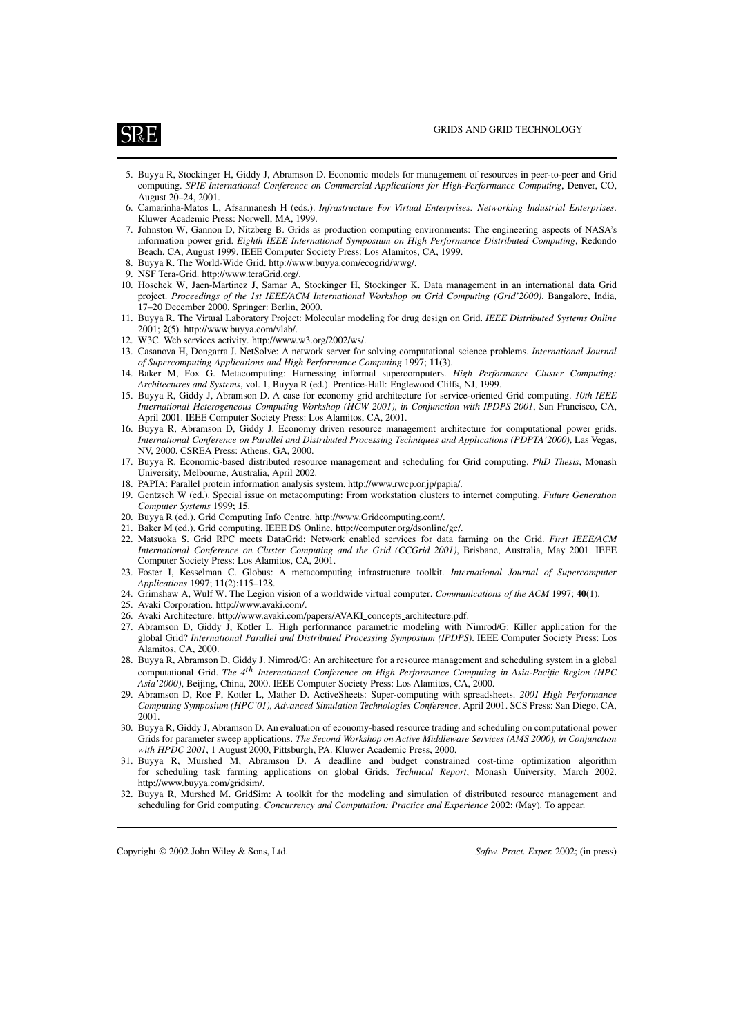5. Buyya R, Stockinger H, Giddy J, Abramson D. Economic models for management of resources in peer-to-peer and Grid computing. *SPIE International Conference on Commercial Applications for High-Performance Computing*, Denver, CO, August 20–24, 2001.
6. Camarinha-Matos L, Afsarmanesh H (eds.). *Infrastructure For Virtual Enterprises: Networking Industrial Enterprises*. Kluwer Academic Press: Norwell, MA, 1999.
7. Johnston W, Gannon D, Nitzberg B. Grids as production computing environments: The engineering aspects of NASA's information power grid. *Eighth IEEE International Symposium on High Performance Distributed Computing*, Redondo Beach, CA, August 1999. IEEE Computer Society Press: Los Alamitos, CA, 1999.
8. Buyya R. The World-Wide Grid. http://www.buyya.com/ecogrid/wwg/.
9. NSF Tera-Grid. http://www.teraGrid.org/.
10. Hoschek W, Jaen-Martinez J, Samar A, Stockinger H, Stockinger K. Data management in an international data Grid project. *Proceedings of the 1st IEEE/ACM International Workshop on Grid Computing (Grid'2000)*, Bangalore, India, 17–20 December 2000. Springer: Berlin, 2000.
11. Buyya R. The Virtual Laboratory Project: Molecular modeling for drug design on Grid. *IEEE Distributed Systems Online* 2001; **2**(5). http://www.buyya.com/vlab/.
12. W3C. Web services activity. http://www.w3.org/2002/ws/.
13. Casanova H, Dongarra J. NetSolve: A network server for solving computational science problems. *International Journal of Supercomputing Applications and High Performance Computing* 1997; **11**(3).
14. Baker M, Fox G. Metacomputing: Harnessing informal supercomputers. *High Performance Cluster Computing: Architectures and Systems*, vol. 1, Buyya R (ed.). Prentice-Hall: Englewood Cliffs, NJ, 1999.
15. Buyya R, Giddy J, Abramson D. A case for economy grid architecture for service-oriented Grid computing. *10th IEEE International Heterogeneous Computing Workshop (HCW 2001), in Conjunction with IPDPS 2001*, San Francisco, CA, April 2001. IEEE Computer Society Press: Los Alamitos, CA, 2001.
16. Buyya R, Abramson D, Giddy J. Economy driven resource management architecture for computational power grids. *International Conference on Parallel and Distributed Processing Techniques and Applications (PDPTA'2000)*, Las Vegas, NV, 2000. CSREA Press: Athens, GA, 2000.
17. Buyya R. Economic-based distributed resource management and scheduling for Grid computing. *PhD Thesis*, Monash University, Melbourne, Australia, April 2002.
18. PAPIA: Parallel protein information analysis system. http://www.rwcp.or.jp/papia/.
19. Gentzsch W (ed.). Special issue on metacomputing: From workstation clusters to internet computing. *Future Generation Computer Systems* 1999; **15**.
20. Buyya R (ed.). Grid Computing Info Centre. http://www.Gridcomputing.com/.
21. Baker M (ed.). Grid computing. IEEE DS Online. http://computer.org/dsonline/gc/.
22. Matsuoka S. Grid RPC meets DataGrid: Network enabled services for data farming on the Grid. *First IEEE/ACM International Conference on Cluster Computing and the Grid (CCGrid 2001)*, Brisbane, Australia, May 2001. IEEE Computer Society Press: Los Alamitos, CA, 2001.
23. Foster I, Kesselman C. Globus: A metacomputing infrastructure toolkit. *International Journal of Supercomputer Applications* 1997; **11**(2):115–128.
24. Grimshaw A, Wulf W. The Legion vision of a worldwide virtual computer. *Communications of the ACM* 1997; **40**(1).
25. Avaki Corporation. http://www.avaki.com/.
26. Avaki Architecture. http://www.avaki.com/papers/AVAKI_concepts_architecture.pdf.
27. Abramson D, Giddy J, Kotler L. High performance parametric modeling with Nimrod/G: Killer application for the global Grid? *International Parallel and Distributed Processing Symposium (IPDPS)*. IEEE Computer Society Press: Los Alamitos, CA, 2000.
28. Buyya R, Abramson D, Giddy J. Nimrod/G: An architecture for a resource management and scheduling system in a global computational Grid. *The 4th International Conference on High Performance Computing in Asia-Pacific Region (HPC Asia'2000)*, Beijing, China, 2000. IEEE Computer Society Press: Los Alamitos, CA, 2000.
29. Abramson D, Roe P, Kotler L, Mather D. ActiveSheets: Super-computing with spreadsheets. *2001 High Performance Computing Symposium (HPC'01), Advanced Simulation Technologies Conference*, April 2001. SCS Press: San Diego, CA, 2001.
30. Buyya R, Giddy J, Abramson D. An evaluation of economy-based resource trading and scheduling on computational power Grids for parameter sweep applications. *The Second Workshop on Active Middleware Services (AMS 2000), in Conjunction with HPDC 2001*, 1 August 2000, Pittsburgh, PA. Kluwer Academic Press, 2000.
31. Buyya R, Murshed M, Abramson D. A deadline and budget constrained cost-time optimization algorithm for scheduling task farming applications on global Grids. *Technical Report*, Monash University, March 2002. http://www.buyya.com/gridsim/.
32. Buyya R, Murshed M. GridSim: A toolkit for the modeling and simulation of distributed resource management and scheduling for Grid computing. *Concurrency and Computation: Practice and Experience* 2002; (May). To appear.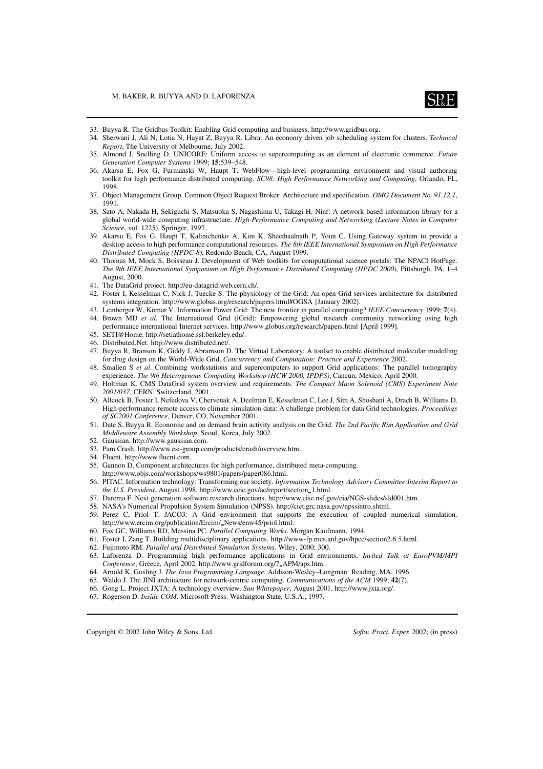33. Buyya R. The Gridbus Toolkit: Enabling Grid computing and business. http://www.gridbus.org.
34. Sherwani J, Ali N, Lotia N, Hayat Z, Buyya R. Libra: An economy driven job scheduling system for clusters. *Technical Report*, The University of Melbourne, July 2002.
35. Almond J, Snelling D. UNICORE: Uniform access to supercomputing as an element of electronic commerce. *Future Generation Computer Systems* 1999; **15**:539–548.
36. Akarsu E, Fox G, Furmanski W, Haupt T. WebFlow—high-level programming environment and visual authoring toolkit for high performance distributed computing. *SC98: High Performance Networking and Computing*, Orlando, FL, 1998.
37. Object Management Group. Common Object Request Broker: Architecture and specification. *OMG Document No. 91.12.1*, 1991.
38. Sato A, Nakada H, Sekiguchi S, Matsuoka S, Nagashima U, Takagi H. Ninf: A network based information library for a global world-wide computing infrastructure. *High-Performance Computing and Networking* (*Lecture Notes in Computer Science*, vol. 1225). Springer, 1997.
39. Akarsu E, Fox G, Haupt T, Kalinichenko A, Kim K, Sheethaalnath P, Youn C. Using Gateway system to provide a desktop access to high performance computational resources. *The 8th IEEE International Symposium on High Performance Distributed Computing (HPDC-8)*, Redondo Beach, CA, August 1999.
40. Thomas M, Mock S, Boisseau J. Development of Web toolkits for computational science portals: The NPACI HotPage. *The 9th IEEE International Symposium on High Performance Distributed Computing (HPDC 2000)*, Pittsburgh, PA, 1–4 August, 2000.
41. The DataGrid project. http://eu-datagrid.web.cern.ch/.
42. Foster I, Kesselman C, Nick J, Tuecke S. The physiology of the Grid: An open Grid services architecture for distributed systems integration. http://www.globus.org/research/papers.html#OGSA [January 2002].
43. Leinberger W, Kumar V. Information Power Grid: The new frontier in parallel computing? *IEEE Concurrency* 1999; **7**(4).
44. Brown MD *et al*. The International Grid (iGrid): Empowering global research community networking using high performance international Internet services. http://www.globus.org/research/papers.html [April 1999].
45. SETI@Home. http://setiathome.ssl.berkeley.edu/.
46. Distributed.Net. http://www.distributed.net/.
47. Buyya R, Branson K, Giddy J, Abramson D. The Virtual Laboratory: A toolset to enable distributed molecular modelling for drug design on the World-Wide Grid. *Concurrency and Computation: Practice and Experience* 2002.
48. Smallen S *et al*. Combining workstations and supercomputers to support Grid applications: The parallel tomography experience. *The 9th Heterogenous Computing Workshop (HCW 2000, IPDPS)*, Cancun, Mexico, April 2000.
49. Holtman K. CMS DataGrid system overview and requirements. *The Compact Muon Solenoid (CMS) Experiment Note 2001/037*, CERN, Switzerland, 2001.
50. Allcock B, Foster I, Nefedova V, Chervenak A, Deelman E, Kesselman C, Lee J, Sim A, Shoshani A, Drach B, Williams D. High-performance remote access to climate simulation data: A challenge problem for data Grid technologies. *Proceedings of SC2001 Conference*, Denver, CO, November 2001.
51. Date S, Buyya R. Economic and on demand brain activity analysis on the Grid. *The 2nd Pacific Rim Application and Grid Middleware Assembly Workshop*, Seoul, Korea, July 2002.
52. Gaussian. http://www.gaussian.com.
53. Pam Crash. http://www.esi-group.com/products/crash/overview.htm.
54. Fluent. http://www.fluent.com.
55. Gannon D. Component architectures for high performance, distributed meta-computing. http://www.objs.com/workshops/ws9801/papers/paper086.html.
56. PITAC. Information technology: Transforming our society. *Information Technology Advisory Committee Interim Report to the U.S. President*, August 1998. http://www.ccic.gov/ac/report/section_1.html.
57. Darema F. Next generation software research directions. http://www.cise.nsf.gov/eia/NGS-slides/sld001.htm.
58. NASA's Numerical Propulsion System Simulation (NPSS). http://cict.grc.nasa.gov/npssintro.shtml.
59. Perez C, Priol T. JACO3: A Grid environment that supports the execution of coupled numerical simulation. http://www.ercim.org/publication/Ercim/_News/enw45/priol.html.
60. Fox GC, Williams RD, Messina PC. *Parallel Computing Works*. Morgan Kaufmann, 1994.
61. Foster I, Zang T. Building multidisciplinary applications. http://www-fp.mcs.anl.gov/hpcc/section2.6.5.html.
62. Fujimoto RM. *Parallel and Distributed Simulation Systems*. Wiley, 2000; 300.
63. Laforenza D. Programming high performance applications in Grid environments. *Invited Talk at EuroPVM/MPI Conference*, Greece, April 2002. http://www.gridforum.org/7_APM/aps.htm.
64. Arnold K, Gosling J. *The Java Programming Language*. Addison-Wesley–Longman: Reading, MA, 1996.
65. Waldo J. The JINI architecture for network-centric computing. *Communications of the ACM* 1999; **42**(7).
66. Gong L. Project JXTA: A technology overview. *Sun Whitepaper*, August 2001. http://www.jxta.org/.
67. Rogerson D. *Inside COM*. Microsoft Press: Washington State, U.S.A., 1997.